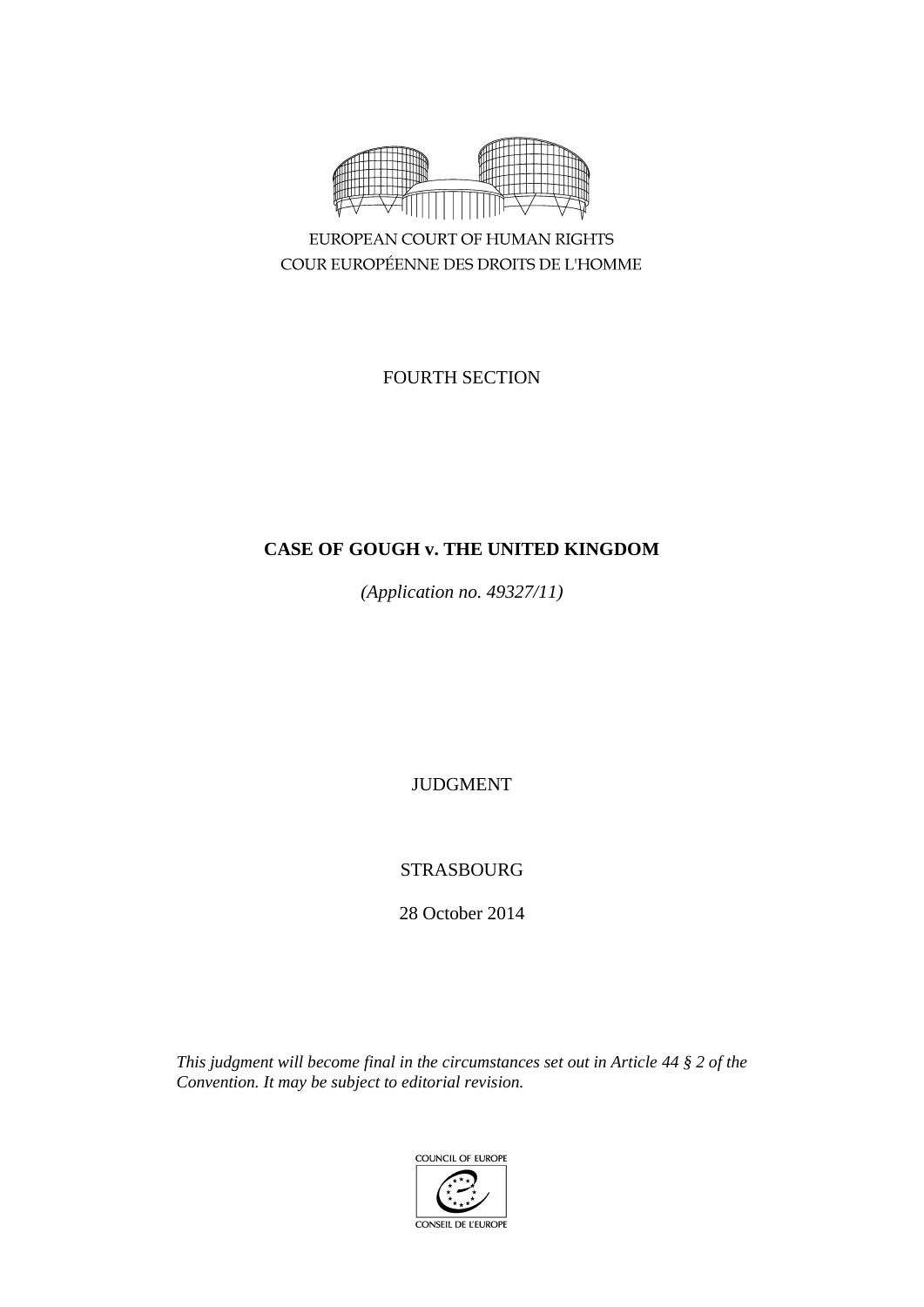EUROPEAN COURT OF HUMAN RIGHTS
COUR EUROPÉENNE DES DROITS DE L'HOMME

FOURTH SECTION

# CASE OF GOUGH v. THE UNITED KINGDOM

*(Application no. 49327/11)*

JUDGMENT

STRASBOURG

28 October 2014

*This judgment will become final in the circumstances set out in Article 44 § 2 of the Convention. It may be subject to editorial revision.*

COUNCIL OF EUROPE
CONSEIL DE L'EUROPE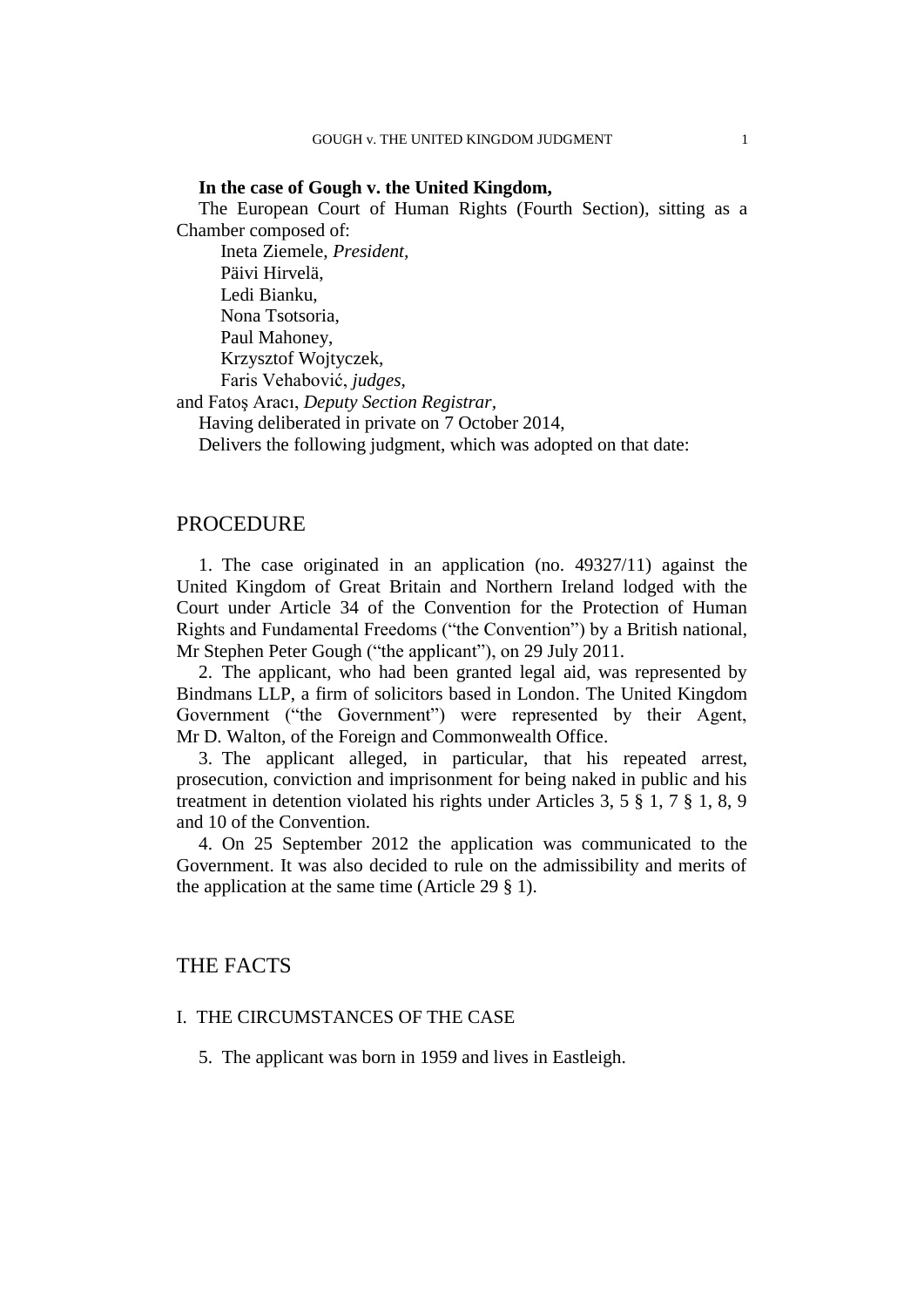**In the case of Gough v. the United Kingdom,**

The European Court of Human Rights (Fourth Section), sitting as a Chamber composed of:

Ineta Ziemele, *President,*
Päivi Hirvelä,
Ledi Bianku,
Nona Tsotsoria,
Paul Mahoney,
Krzysztof Wojtyczek,
Faris Vehabović, *judges,*
and Fatoş Aracı, *Deputy Section Registrar,*

Having deliberated in private on 7 October 2014,

Delivers the following judgment, which was adopted on that date:

## PROCEDURE

1. The case originated in an application (no. 49327/11) against the United Kingdom of Great Britain and Northern Ireland lodged with the Court under Article 34 of the Convention for the Protection of Human Rights and Fundamental Freedoms ("the Convention") by a British national, Mr Stephen Peter Gough ("the applicant"), on 29 July 2011.

2. The applicant, who had been granted legal aid, was represented by Bindmans LLP, a firm of solicitors based in London. The United Kingdom Government ("the Government") were represented by their Agent, Mr D. Walton, of the Foreign and Commonwealth Office.

3. The applicant alleged, in particular, that his repeated arrest, prosecution, conviction and imprisonment for being naked in public and his treatment in detention violated his rights under Articles 3, 5 § 1, 7 § 1, 8, 9 and 10 of the Convention.

4. On 25 September 2012 the application was communicated to the Government. It was also decided to rule on the admissibility and merits of the application at the same time (Article 29 § 1).

## THE FACTS

### I. THE CIRCUMSTANCES OF THE CASE

5. The applicant was born in 1959 and lives in Eastleigh.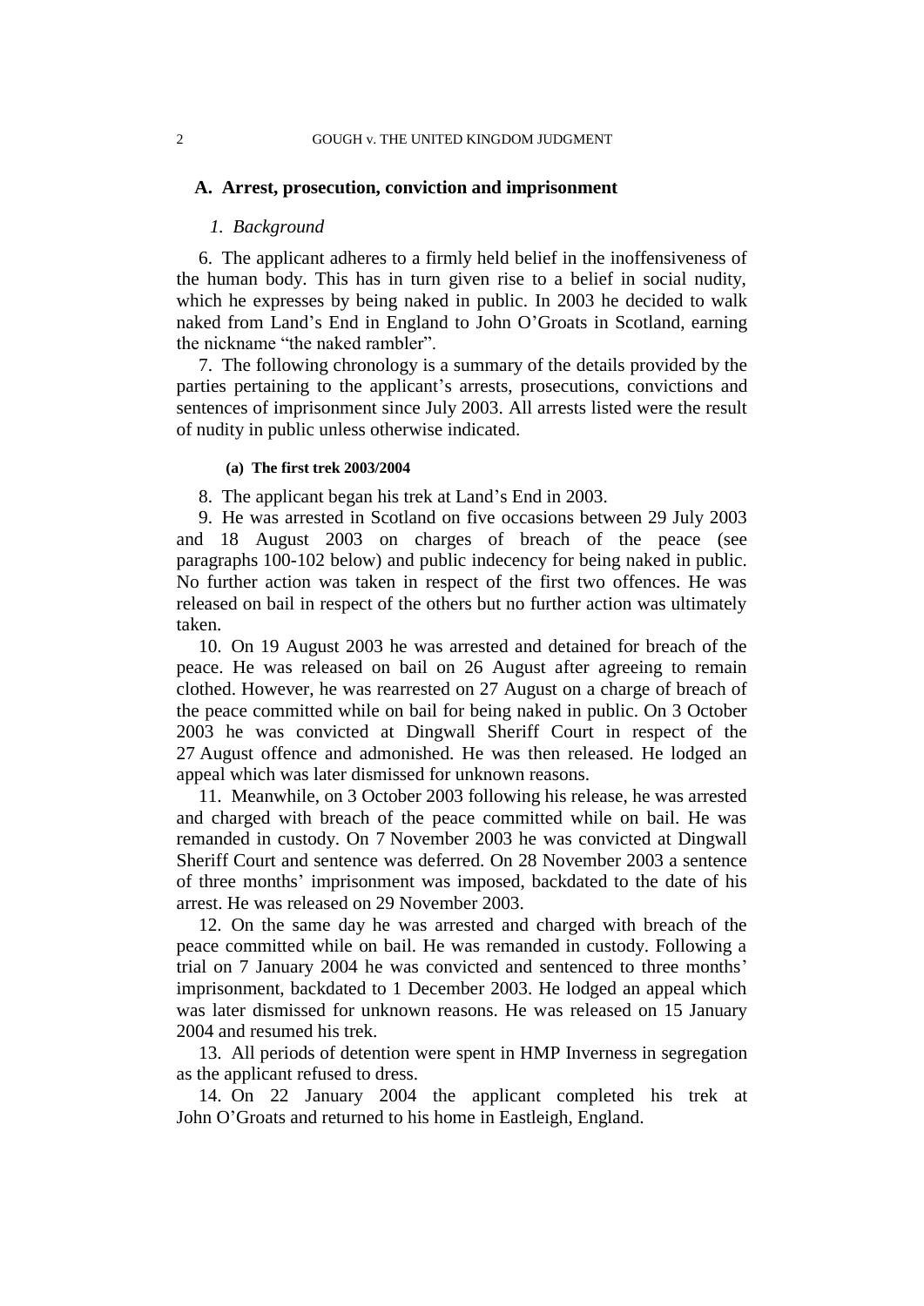## A. Arrest, prosecution, conviction and imprisonment

### *1. Background*

6. The applicant adheres to a firmly held belief in the inoffensiveness of the human body. This has in turn given rise to a belief in social nudity, which he expresses by being naked in public. In 2003 he decided to walk naked from Land's End in England to John O'Groats in Scotland, earning the nickname "the naked rambler".

7. The following chronology is a summary of the details provided by the parties pertaining to the applicant's arrests, prosecutions, convictions and sentences of imprisonment since July 2003. All arrests listed were the result of nudity in public unless otherwise indicated.

#### (a) The first trek 2003/2004

8. The applicant began his trek at Land's End in 2003.

9. He was arrested in Scotland on five occasions between 29 July 2003 and 18 August 2003 on charges of breach of the peace (see paragraphs 100-102 below) and public indecency for being naked in public. No further action was taken in respect of the first two offences. He was released on bail in respect of the others but no further action was ultimately taken.

10. On 19 August 2003 he was arrested and detained for breach of the peace. He was released on bail on 26 August after agreeing to remain clothed. However, he was rearrested on 27 August on a charge of breach of the peace committed while on bail for being naked in public. On 3 October 2003 he was convicted at Dingwall Sheriff Court in respect of the 27 August offence and admonished. He was then released. He lodged an appeal which was later dismissed for unknown reasons.

11. Meanwhile, on 3 October 2003 following his release, he was arrested and charged with breach of the peace committed while on bail. He was remanded in custody. On 7 November 2003 he was convicted at Dingwall Sheriff Court and sentence was deferred. On 28 November 2003 a sentence of three months' imprisonment was imposed, backdated to the date of his arrest. He was released on 29 November 2003.

12. On the same day he was arrested and charged with breach of the peace committed while on bail. He was remanded in custody. Following a trial on 7 January 2004 he was convicted and sentenced to three months' imprisonment, backdated to 1 December 2003. He lodged an appeal which was later dismissed for unknown reasons. He was released on 15 January 2004 and resumed his trek.

13. All periods of detention were spent in HMP Inverness in segregation as the applicant refused to dress.

14. On 22 January 2004 the applicant completed his trek at John O'Groats and returned to his home in Eastleigh, England.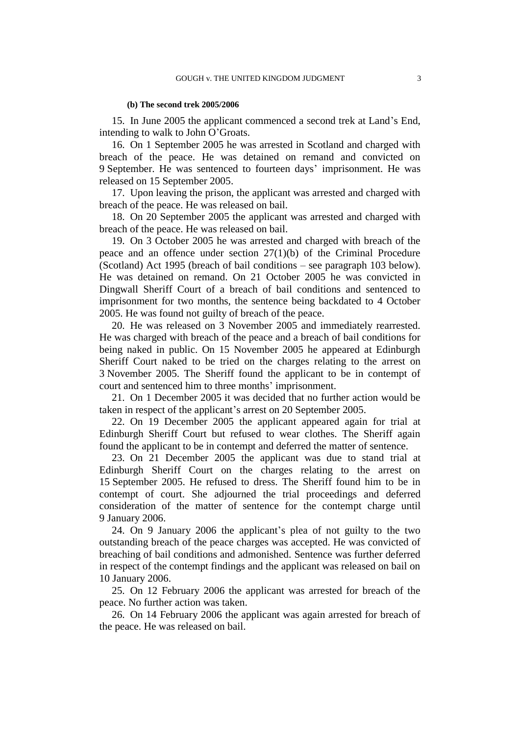**(b) The second trek 2005/2006**

15. In June 2005 the applicant commenced a second trek at Land's End, intending to walk to John O'Groats.

16. On 1 September 2005 he was arrested in Scotland and charged with breach of the peace. He was detained on remand and convicted on 9 September. He was sentenced to fourteen days' imprisonment. He was released on 15 September 2005.

17. Upon leaving the prison, the applicant was arrested and charged with breach of the peace. He was released on bail.

18. On 20 September 2005 the applicant was arrested and charged with breach of the peace. He was released on bail.

19. On 3 October 2005 he was arrested and charged with breach of the peace and an offence under section 27(1)(b) of the Criminal Procedure (Scotland) Act 1995 (breach of bail conditions – see paragraph 103 below). He was detained on remand. On 21 October 2005 he was convicted in Dingwall Sheriff Court of a breach of bail conditions and sentenced to imprisonment for two months, the sentence being backdated to 4 October 2005. He was found not guilty of breach of the peace.

20. He was released on 3 November 2005 and immediately rearrested. He was charged with breach of the peace and a breach of bail conditions for being naked in public. On 15 November 2005 he appeared at Edinburgh Sheriff Court naked to be tried on the charges relating to the arrest on 3 November 2005. The Sheriff found the applicant to be in contempt of court and sentenced him to three months' imprisonment.

21. On 1 December 2005 it was decided that no further action would be taken in respect of the applicant's arrest on 20 September 2005.

22. On 19 December 2005 the applicant appeared again for trial at Edinburgh Sheriff Court but refused to wear clothes. The Sheriff again found the applicant to be in contempt and deferred the matter of sentence.

23. On 21 December 2005 the applicant was due to stand trial at Edinburgh Sheriff Court on the charges relating to the arrest on 15 September 2005. He refused to dress. The Sheriff found him to be in contempt of court. She adjourned the trial proceedings and deferred consideration of the matter of sentence for the contempt charge until 9 January 2006.

24. On 9 January 2006 the applicant's plea of not guilty to the two outstanding breach of the peace charges was accepted. He was convicted of breaching of bail conditions and admonished. Sentence was further deferred in respect of the contempt findings and the applicant was released on bail on 10 January 2006.

25. On 12 February 2006 the applicant was arrested for breach of the peace. No further action was taken.

26. On 14 February 2006 the applicant was again arrested for breach of the peace. He was released on bail.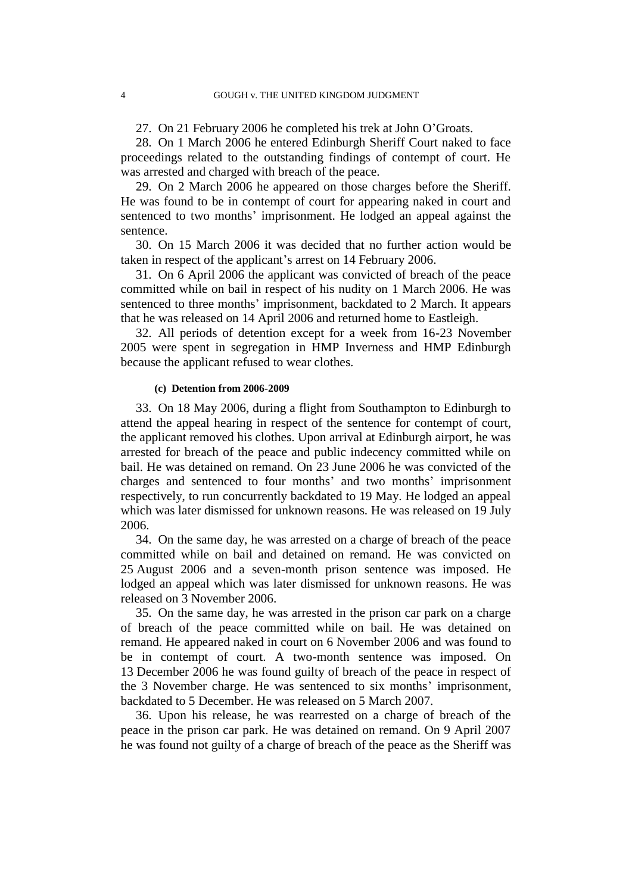27. On 21 February 2006 he completed his trek at John O'Groats.

28. On 1 March 2006 he entered Edinburgh Sheriff Court naked to face proceedings related to the outstanding findings of contempt of court. He was arrested and charged with breach of the peace.

29. On 2 March 2006 he appeared on those charges before the Sheriff. He was found to be in contempt of court for appearing naked in court and sentenced to two months' imprisonment. He lodged an appeal against the sentence.

30. On 15 March 2006 it was decided that no further action would be taken in respect of the applicant's arrest on 14 February 2006.

31. On 6 April 2006 the applicant was convicted of breach of the peace committed while on bail in respect of his nudity on 1 March 2006. He was sentenced to three months' imprisonment, backdated to 2 March. It appears that he was released on 14 April 2006 and returned home to Eastleigh.

32. All periods of detention except for a week from 16-23 November 2005 were spent in segregation in HMP Inverness and HMP Edinburgh because the applicant refused to wear clothes.

#### (c) Detention from 2006-2009

33. On 18 May 2006, during a flight from Southampton to Edinburgh to attend the appeal hearing in respect of the sentence for contempt of court, the applicant removed his clothes. Upon arrival at Edinburgh airport, he was arrested for breach of the peace and public indecency committed while on bail. He was detained on remand. On 23 June 2006 he was convicted of the charges and sentenced to four months' and two months' imprisonment respectively, to run concurrently backdated to 19 May. He lodged an appeal which was later dismissed for unknown reasons. He was released on 19 July 2006.

34. On the same day, he was arrested on a charge of breach of the peace committed while on bail and detained on remand. He was convicted on 25 August 2006 and a seven-month prison sentence was imposed. He lodged an appeal which was later dismissed for unknown reasons. He was released on 3 November 2006.

35. On the same day, he was arrested in the prison car park on a charge of breach of the peace committed while on bail. He was detained on remand. He appeared naked in court on 6 November 2006 and was found to be in contempt of court. A two-month sentence was imposed. On 13 December 2006 he was found guilty of breach of the peace in respect of the 3 November charge. He was sentenced to six months' imprisonment, backdated to 5 December. He was released on 5 March 2007.

36. Upon his release, he was rearrested on a charge of breach of the peace in the prison car park. He was detained on remand. On 9 April 2007 he was found not guilty of a charge of breach of the peace as the Sheriff was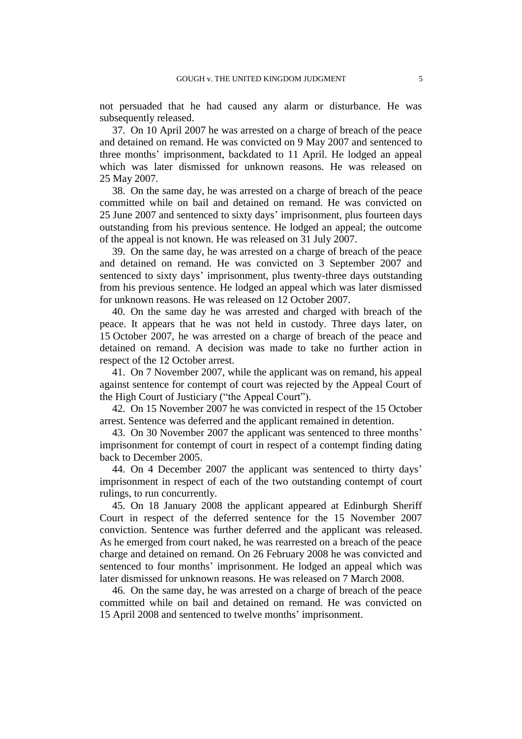not persuaded that he had caused any alarm or disturbance. He was subsequently released.

37. On 10 April 2007 he was arrested on a charge of breach of the peace and detained on remand. He was convicted on 9 May 2007 and sentenced to three months' imprisonment, backdated to 11 April. He lodged an appeal which was later dismissed for unknown reasons. He was released on 25 May 2007.

38. On the same day, he was arrested on a charge of breach of the peace committed while on bail and detained on remand. He was convicted on 25 June 2007 and sentenced to sixty days' imprisonment, plus fourteen days outstanding from his previous sentence. He lodged an appeal; the outcome of the appeal is not known. He was released on 31 July 2007.

39. On the same day, he was arrested on a charge of breach of the peace and detained on remand. He was convicted on 3 September 2007 and sentenced to sixty days' imprisonment, plus twenty-three days outstanding from his previous sentence. He lodged an appeal which was later dismissed for unknown reasons. He was released on 12 October 2007.

40. On the same day he was arrested and charged with breach of the peace. It appears that he was not held in custody. Three days later, on 15 October 2007, he was arrested on a charge of breach of the peace and detained on remand. A decision was made to take no further action in respect of the 12 October arrest.

41. On 7 November 2007, while the applicant was on remand, his appeal against sentence for contempt of court was rejected by the Appeal Court of the High Court of Justiciary ("the Appeal Court").

42. On 15 November 2007 he was convicted in respect of the 15 October arrest. Sentence was deferred and the applicant remained in detention.

43. On 30 November 2007 the applicant was sentenced to three months' imprisonment for contempt of court in respect of a contempt finding dating back to December 2005.

44. On 4 December 2007 the applicant was sentenced to thirty days' imprisonment in respect of each of the two outstanding contempt of court rulings, to run concurrently.

45. On 18 January 2008 the applicant appeared at Edinburgh Sheriff Court in respect of the deferred sentence for the 15 November 2007 conviction. Sentence was further deferred and the applicant was released. As he emerged from court naked, he was rearrested on a breach of the peace charge and detained on remand. On 26 February 2008 he was convicted and sentenced to four months' imprisonment. He lodged an appeal which was later dismissed for unknown reasons. He was released on 7 March 2008.

46. On the same day, he was arrested on a charge of breach of the peace committed while on bail and detained on remand. He was convicted on 15 April 2008 and sentenced to twelve months' imprisonment.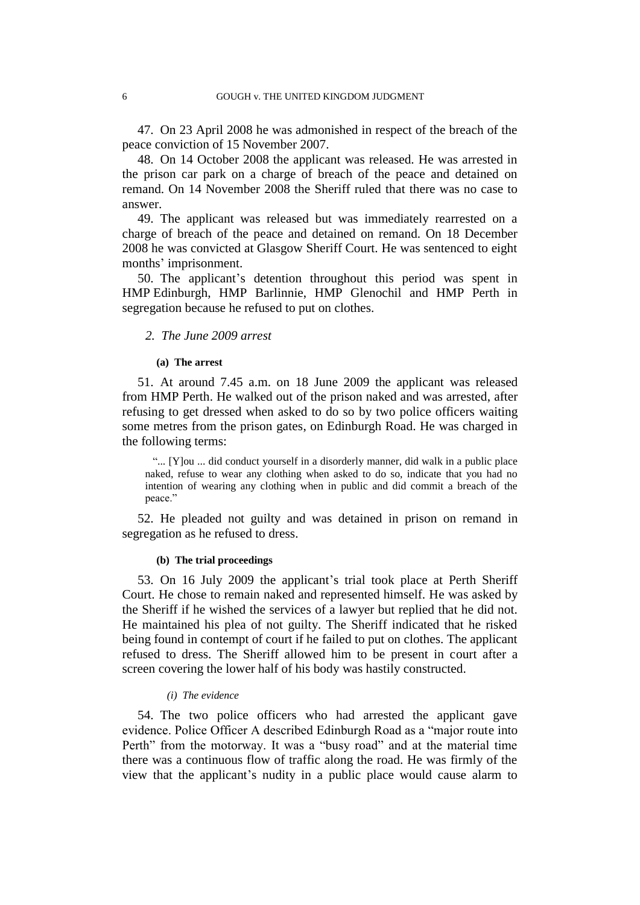47. On 23 April 2008 he was admonished in respect of the breach of the peace conviction of 15 November 2007.

48. On 14 October 2008 the applicant was released. He was arrested in the prison car park on a charge of breach of the peace and detained on remand. On 14 November 2008 the Sheriff ruled that there was no case to answer.

49. The applicant was released but was immediately rearrested on a charge of breach of the peace and detained on remand. On 18 December 2008 he was convicted at Glasgow Sheriff Court. He was sentenced to eight months' imprisonment.

50. The applicant's detention throughout this period was spent in HMP Edinburgh, HMP Barlinnie, HMP Glenochil and HMP Perth in segregation because he refused to put on clothes.

### *2. The June 2009 arrest*

#### **(a) The arrest**

51. At around 7.45 a.m. on 18 June 2009 the applicant was released from HMP Perth. He walked out of the prison naked and was arrested, after refusing to get dressed when asked to do so by two police officers waiting some metres from the prison gates, on Edinburgh Road. He was charged in the following terms:

> "... [Y]ou ... did conduct yourself in a disorderly manner, did walk in a public place naked, refuse to wear any clothing when asked to do so, indicate that you had no intention of wearing any clothing when in public and did commit a breach of the peace."

52. He pleaded not guilty and was detained in prison on remand in segregation as he refused to dress.

#### **(b) The trial proceedings**

53. On 16 July 2009 the applicant's trial took place at Perth Sheriff Court. He chose to remain naked and represented himself. He was asked by the Sheriff if he wished the services of a lawyer but replied that he did not. He maintained his plea of not guilty. The Sheriff indicated that he risked being found in contempt of court if he failed to put on clothes. The applicant refused to dress. The Sheriff allowed him to be present in court after a screen covering the lower half of his body was hastily constructed.

##### *(i) The evidence*

54. The two police officers who had arrested the applicant gave evidence. Police Officer A described Edinburgh Road as a "major route into Perth" from the motorway. It was a "busy road" and at the material time there was a continuous flow of traffic along the road. He was firmly of the view that the applicant's nudity in a public place would cause alarm to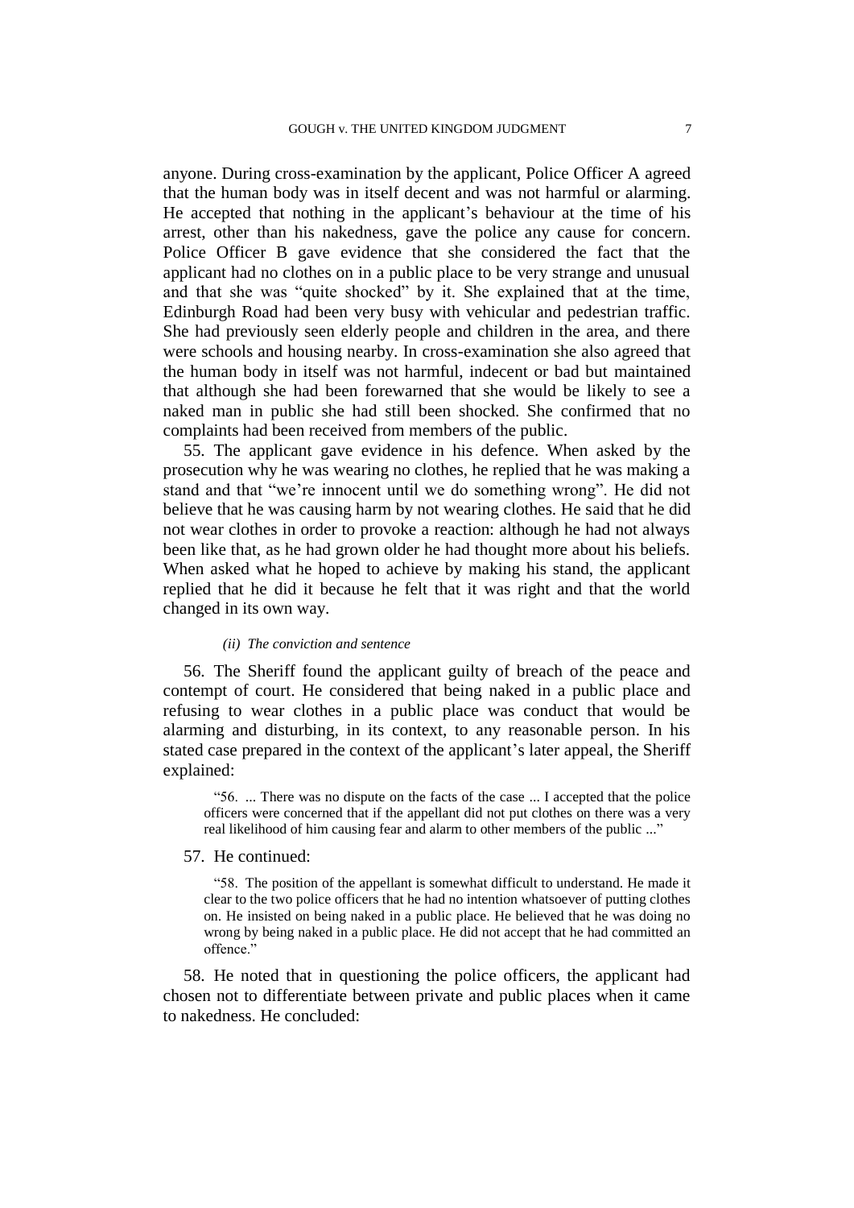anyone. During cross-examination by the applicant, Police Officer A agreed that the human body was in itself decent and was not harmful or alarming. He accepted that nothing in the applicant's behaviour at the time of his arrest, other than his nakedness, gave the police any cause for concern. Police Officer B gave evidence that she considered the fact that the applicant had no clothes on in a public place to be very strange and unusual and that she was "quite shocked" by it. She explained that at the time, Edinburgh Road had been very busy with vehicular and pedestrian traffic. She had previously seen elderly people and children in the area, and there were schools and housing nearby. In cross-examination she also agreed that the human body in itself was not harmful, indecent or bad but maintained that although she had been forewarned that she would be likely to see a naked man in public she had still been shocked. She confirmed that no complaints had been received from members of the public.

55. The applicant gave evidence in his defence. When asked by the prosecution why he was wearing no clothes, he replied that he was making a stand and that "we're innocent until we do something wrong". He did not believe that he was causing harm by not wearing clothes. He said that he did not wear clothes in order to provoke a reaction: although he had not always been like that, as he had grown older he had thought more about his beliefs. When asked what he hoped to achieve by making his stand, the applicant replied that he did it because he felt that it was right and that the world changed in its own way.

*(ii) The conviction and sentence*

56. The Sheriff found the applicant guilty of breach of the peace and contempt of court. He considered that being naked in a public place and refusing to wear clothes in a public place was conduct that would be alarming and disturbing, in its context, to any reasonable person. In his stated case prepared in the context of the applicant's later appeal, the Sheriff explained:

> "56. ... There was no dispute on the facts of the case ... I accepted that the police officers were concerned that if the appellant did not put clothes on there was a very real likelihood of him causing fear and alarm to other members of the public ..."

57. He continued:

> "58. The position of the appellant is somewhat difficult to understand. He made it clear to the two police officers that he had no intention whatsoever of putting clothes on. He insisted on being naked in a public place. He believed that he was doing no wrong by being naked in a public place. He did not accept that he had committed an offence."

58. He noted that in questioning the police officers, the applicant had chosen not to differentiate between private and public places when it came to nakedness. He concluded: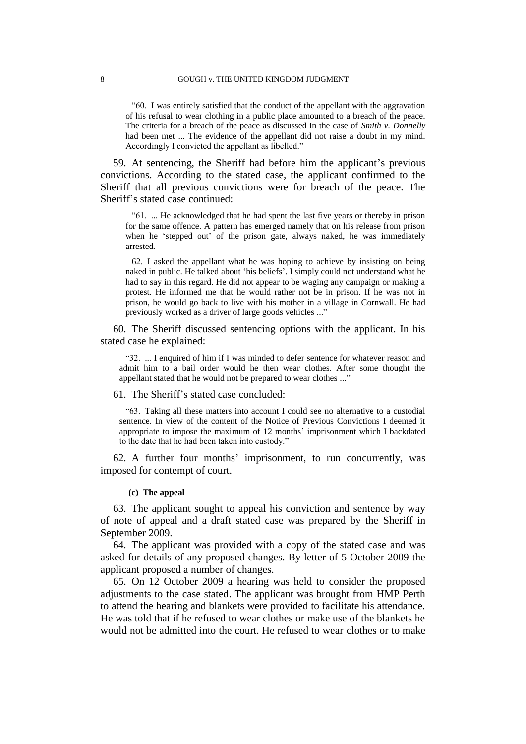> "60. I was entirely satisfied that the conduct of the appellant with the aggravation of his refusal to wear clothing in a public place amounted to a breach of the peace. The criteria for a breach of the peace as discussed in the case of *Smith v. Donnelly* had been met ... The evidence of the appellant did not raise a doubt in my mind. Accordingly I convicted the appellant as libelled."

59. At sentencing, the Sheriff had before him the applicant's previous convictions. According to the stated case, the applicant confirmed to the Sheriff that all previous convictions were for breach of the peace. The Sheriff's stated case continued:

> "61. ... He acknowledged that he had spent the last five years or thereby in prison for the same offence. A pattern has emerged namely that on his release from prison when he 'stepped out' of the prison gate, always naked, he was immediately arrested.
>
> 62. I asked the appellant what he was hoping to achieve by insisting on being naked in public. He talked about 'his beliefs'. I simply could not understand what he had to say in this regard. He did not appear to be waging any campaign or making a protest. He informed me that he would rather not be in prison. If he was not in prison, he would go back to live with his mother in a village in Cornwall. He had previously worked as a driver of large goods vehicles ..."

60. The Sheriff discussed sentencing options with the applicant. In his stated case he explained:

> "32. ... I enquired of him if I was minded to defer sentence for whatever reason and admit him to a bail order would he then wear clothes. After some thought the appellant stated that he would not be prepared to wear clothes ..."

61. The Sheriff's stated case concluded:

> "63. Taking all these matters into account I could see no alternative to a custodial sentence. In view of the content of the Notice of Previous Convictions I deemed it appropriate to impose the maximum of 12 months' imprisonment which I backdated to the date that he had been taken into custody."

62. A further four months' imprisonment, to run concurrently, was imposed for contempt of court.

#### (c) The appeal

63. The applicant sought to appeal his conviction and sentence by way of note of appeal and a draft stated case was prepared by the Sheriff in September 2009.

64. The applicant was provided with a copy of the stated case and was asked for details of any proposed changes. By letter of 5 October 2009 the applicant proposed a number of changes.

65. On 12 October 2009 a hearing was held to consider the proposed adjustments to the case stated. The applicant was brought from HMP Perth to attend the hearing and blankets were provided to facilitate his attendance. He was told that if he refused to wear clothes or make use of the blankets he would not be admitted into the court. He refused to wear clothes or to make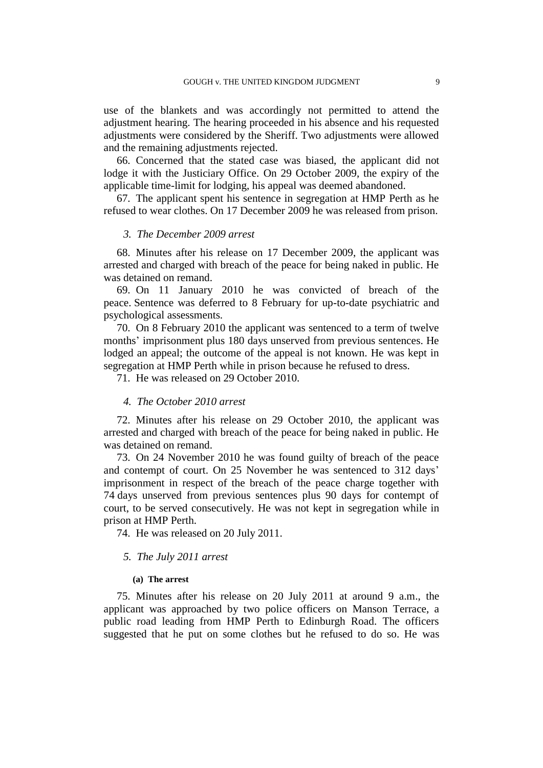use of the blankets and was accordingly not permitted to attend the adjustment hearing. The hearing proceeded in his absence and his requested adjustments were considered by the Sheriff. Two adjustments were allowed and the remaining adjustments rejected.

66. Concerned that the stated case was biased, the applicant did not lodge it with the Justiciary Office. On 29 October 2009, the expiry of the applicable time-limit for lodging, his appeal was deemed abandoned.

67. The applicant spent his sentence in segregation at HMP Perth as he refused to wear clothes. On 17 December 2009 he was released from prison.

### *3. The December 2009 arrest*

68. Minutes after his release on 17 December 2009, the applicant was arrested and charged with breach of the peace for being naked in public. He was detained on remand.

69. On 11 January 2010 he was convicted of breach of the peace. Sentence was deferred to 8 February for up-to-date psychiatric and psychological assessments.

70. On 8 February 2010 the applicant was sentenced to a term of twelve months' imprisonment plus 180 days unserved from previous sentences. He lodged an appeal; the outcome of the appeal is not known. He was kept in segregation at HMP Perth while in prison because he refused to dress.

71. He was released on 29 October 2010.

### *4. The October 2010 arrest*

72. Minutes after his release on 29 October 2010, the applicant was arrested and charged with breach of the peace for being naked in public. He was detained on remand.

73. On 24 November 2010 he was found guilty of breach of the peace and contempt of court. On 25 November he was sentenced to 312 days' imprisonment in respect of the breach of the peace charge together with 74 days unserved from previous sentences plus 90 days for contempt of court, to be served consecutively. He was not kept in segregation while in prison at HMP Perth.

74. He was released on 20 July 2011.

### *5. The July 2011 arrest*

#### **(a) The arrest**

75. Minutes after his release on 20 July 2011 at around 9 a.m., the applicant was approached by two police officers on Manson Terrace, a public road leading from HMP Perth to Edinburgh Road. The officers suggested that he put on some clothes but he refused to do so. He was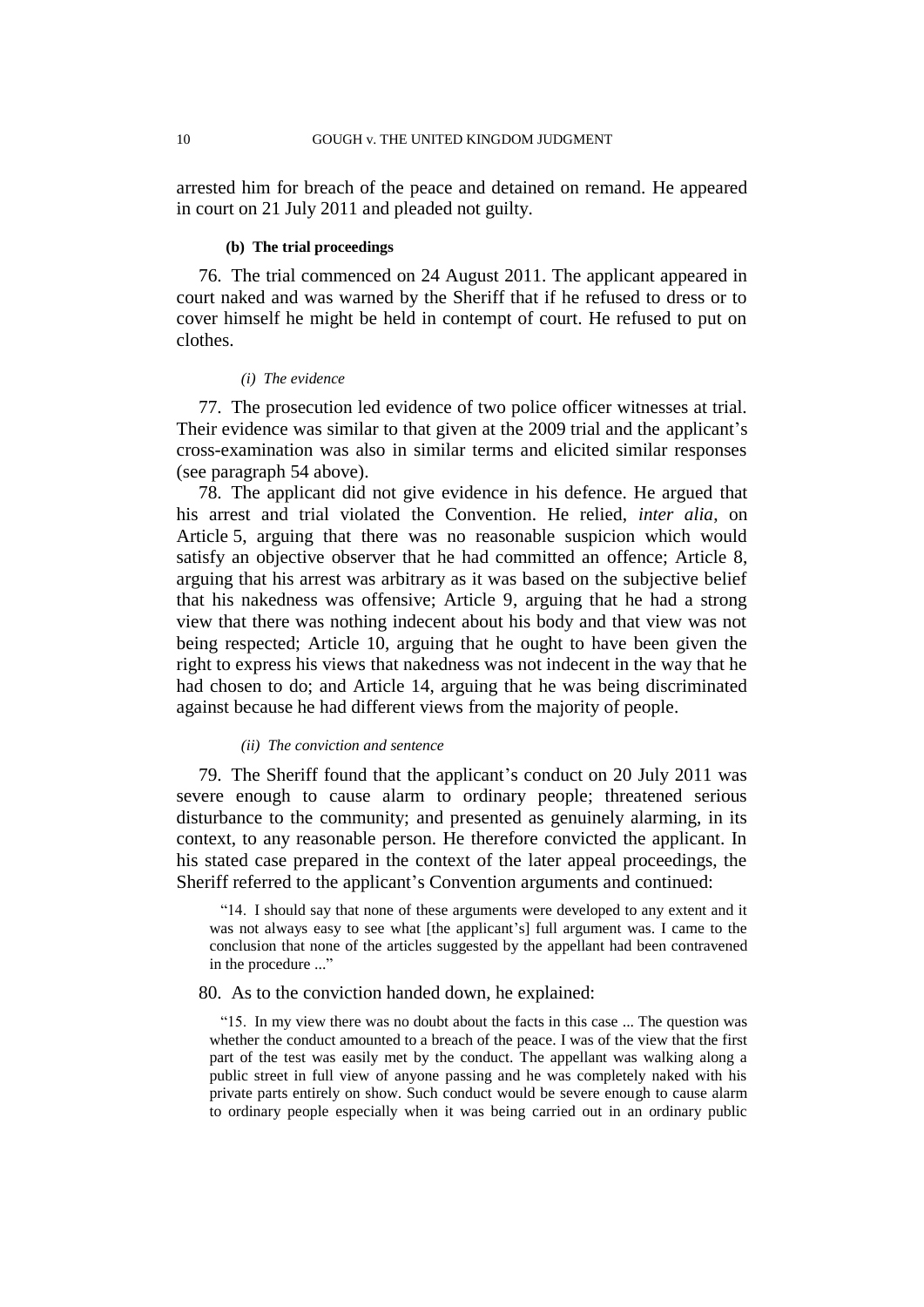arrested him for breach of the peace and detained on remand. He appeared in court on 21 July 2011 and pleaded not guilty.

#### (b) The trial proceedings

76. The trial commenced on 24 August 2011. The applicant appeared in court naked and was warned by the Sheriff that if he refused to dress or to cover himself he might be held in contempt of court. He refused to put on clothes.

##### *(i) The evidence*

77. The prosecution led evidence of two police officer witnesses at trial. Their evidence was similar to that given at the 2009 trial and the applicant's cross-examination was also in similar terms and elicited similar responses (see paragraph 54 above).

78. The applicant did not give evidence in his defence. He argued that his arrest and trial violated the Convention. He relied, *inter alia*, on Article 5, arguing that there was no reasonable suspicion which would satisfy an objective observer that he had committed an offence; Article 8, arguing that his arrest was arbitrary as it was based on the subjective belief that his nakedness was offensive; Article 9, arguing that he had a strong view that there was nothing indecent about his body and that view was not being respected; Article 10, arguing that he ought to have been given the right to express his views that nakedness was not indecent in the way that he had chosen to do; and Article 14, arguing that he was being discriminated against because he had different views from the majority of people.

##### *(ii) The conviction and sentence*

79. The Sheriff found that the applicant's conduct on 20 July 2011 was severe enough to cause alarm to ordinary people; threatened serious disturbance to the community; and presented as genuinely alarming, in its context, to any reasonable person. He therefore convicted the applicant. In his stated case prepared in the context of the later appeal proceedings, the Sheriff referred to the applicant's Convention arguments and continued:

> "14. I should say that none of these arguments were developed to any extent and it was not always easy to see what [the applicant's] full argument was. I came to the conclusion that none of the articles suggested by the appellant had been contravened in the procedure ..."

80. As to the conviction handed down, he explained:

> "15. In my view there was no doubt about the facts in this case ... The question was whether the conduct amounted to a breach of the peace. I was of the view that the first part of the test was easily met by the conduct. The appellant was walking along a public street in full view of anyone passing and he was completely naked with his private parts entirely on show. Such conduct would be severe enough to cause alarm to ordinary people especially when it was being carried out in an ordinary public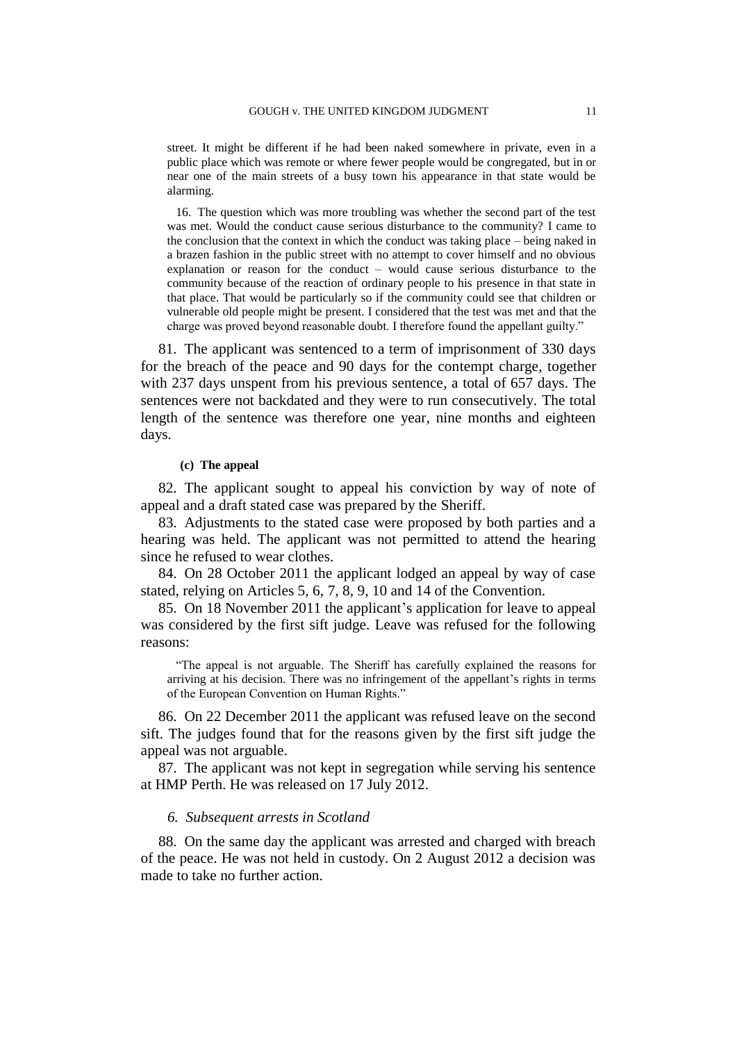> street. It might be different if he had been naked somewhere in private, even in a public place which was remote or where fewer people would be congregated, but in or near one of the main streets of a busy town his appearance in that state would be alarming.
>
> 16. The question which was more troubling was whether the second part of the test was met. Would the conduct cause serious disturbance to the community? I came to the conclusion that the context in which the conduct was taking place – being naked in a brazen fashion in the public street with no attempt to cover himself and no obvious explanation or reason for the conduct – would cause serious disturbance to the community because of the reaction of ordinary people to his presence in that state in that place. That would be particularly so if the community could see that children or vulnerable old people might be present. I considered that the test was met and that the charge was proved beyond reasonable doubt. I therefore found the appellant guilty."

81. The applicant was sentenced to a term of imprisonment of 330 days for the breach of the peace and 90 days for the contempt charge, together with 237 days unspent from his previous sentence, a total of 657 days. The sentences were not backdated and they were to run consecutively. The total length of the sentence was therefore one year, nine months and eighteen days.

#### (c) The appeal

82. The applicant sought to appeal his conviction by way of note of appeal and a draft stated case was prepared by the Sheriff.

83. Adjustments to the stated case were proposed by both parties and a hearing was held. The applicant was not permitted to attend the hearing since he refused to wear clothes.

84. On 28 October 2011 the applicant lodged an appeal by way of case stated, relying on Articles 5, 6, 7, 8, 9, 10 and 14 of the Convention.

85. On 18 November 2011 the applicant's application for leave to appeal was considered by the first sift judge. Leave was refused for the following reasons:

> "The appeal is not arguable. The Sheriff has carefully explained the reasons for arriving at his decision. There was no infringement of the appellant's rights in terms of the European Convention on Human Rights."

86. On 22 December 2011 the applicant was refused leave on the second sift. The judges found that for the reasons given by the first sift judge the appeal was not arguable.

87. The applicant was not kept in segregation while serving his sentence at HMP Perth. He was released on 17 July 2012.

### *6. Subsequent arrests in Scotland*

88. On the same day the applicant was arrested and charged with breach of the peace. He was not held in custody. On 2 August 2012 a decision was made to take no further action.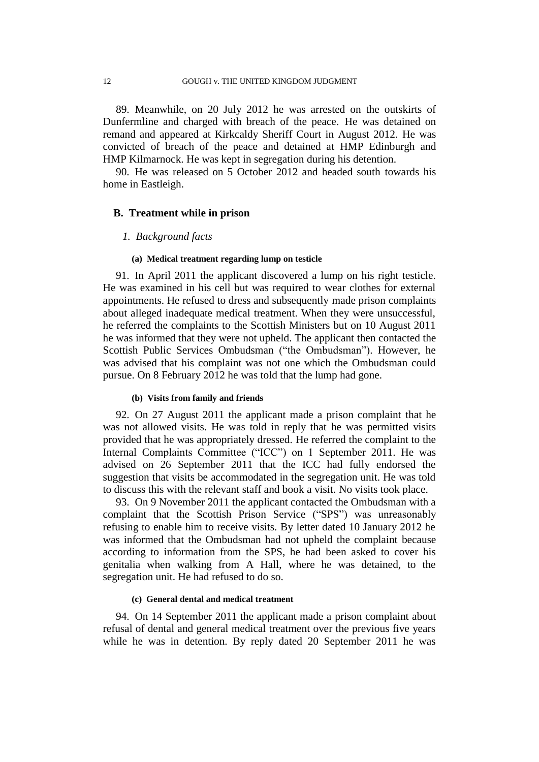89. Meanwhile, on 20 July 2012 he was arrested on the outskirts of Dunfermline and charged with breach of the peace. He was detained on remand and appeared at Kirkcaldy Sheriff Court in August 2012. He was convicted of breach of the peace and detained at HMP Edinburgh and HMP Kilmarnock. He was kept in segregation during his detention.

90. He was released on 5 October 2012 and headed south towards his home in Eastleigh.

## B. Treatment while in prison

### *1. Background facts*

#### (a) Medical treatment regarding lump on testicle

91. In April 2011 the applicant discovered a lump on his right testicle. He was examined in his cell but was required to wear clothes for external appointments. He refused to dress and subsequently made prison complaints about alleged inadequate medical treatment. When they were unsuccessful, he referred the complaints to the Scottish Ministers but on 10 August 2011 he was informed that they were not upheld. The applicant then contacted the Scottish Public Services Ombudsman ("the Ombudsman"). However, he was advised that his complaint was not one which the Ombudsman could pursue. On 8 February 2012 he was told that the lump had gone.

#### (b) Visits from family and friends

92. On 27 August 2011 the applicant made a prison complaint that he was not allowed visits. He was told in reply that he was permitted visits provided that he was appropriately dressed. He referred the complaint to the Internal Complaints Committee ("ICC") on 1 September 2011. He was advised on 26 September 2011 that the ICC had fully endorsed the suggestion that visits be accommodated in the segregation unit. He was told to discuss this with the relevant staff and book a visit. No visits took place.

93. On 9 November 2011 the applicant contacted the Ombudsman with a complaint that the Scottish Prison Service ("SPS") was unreasonably refusing to enable him to receive visits. By letter dated 10 January 2012 he was informed that the Ombudsman had not upheld the complaint because according to information from the SPS, he had been asked to cover his genitalia when walking from A Hall, where he was detained, to the segregation unit. He had refused to do so.

#### (c) General dental and medical treatment

94. On 14 September 2011 the applicant made a prison complaint about refusal of dental and general medical treatment over the previous five years while he was in detention. By reply dated 20 September 2011 he was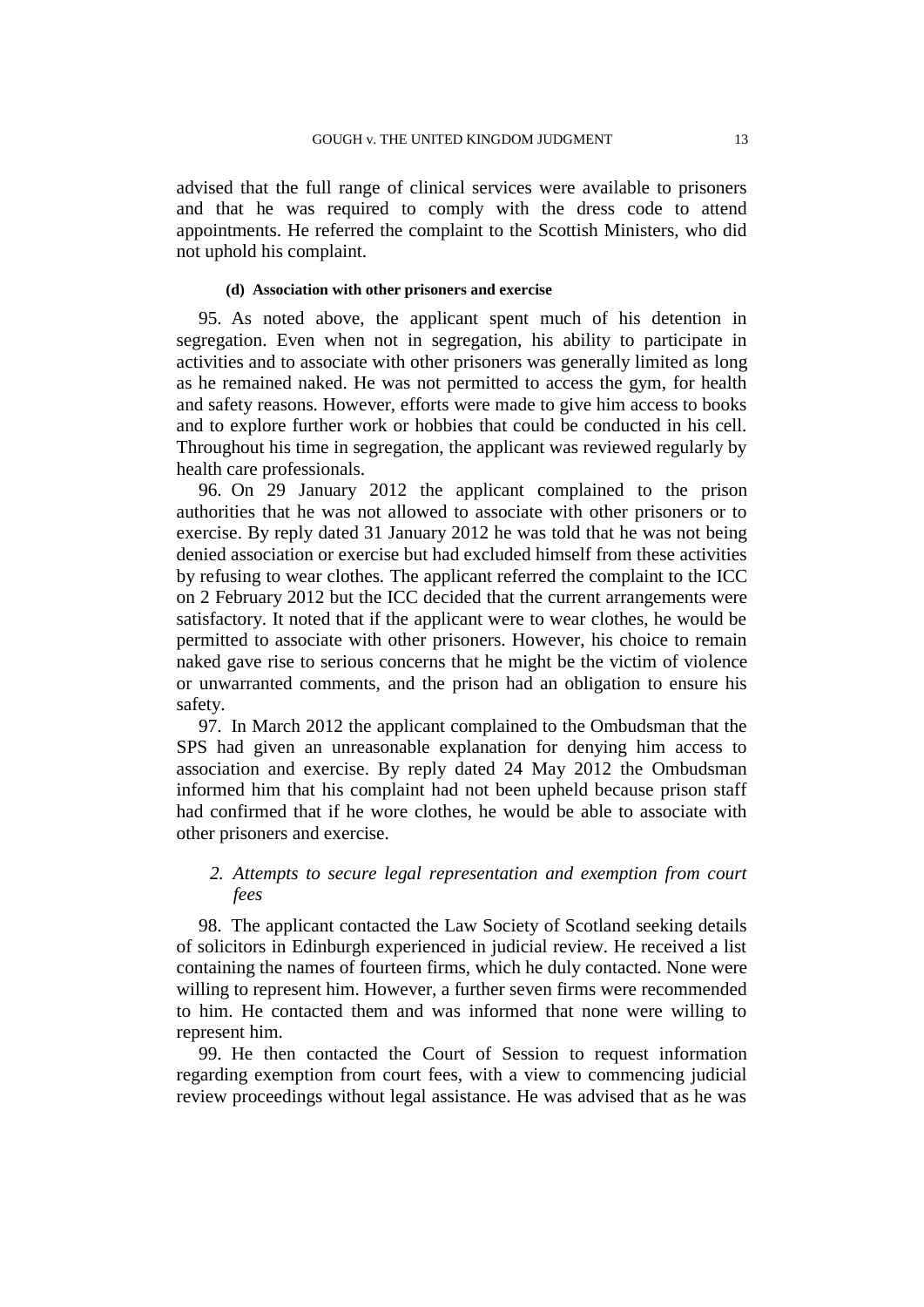advised that the full range of clinical services were available to prisoners and that he was required to comply with the dress code to attend appointments. He referred the complaint to the Scottish Ministers, who did not uphold his complaint.

##### (d) Association with other prisoners and exercise

95. As noted above, the applicant spent much of his detention in segregation. Even when not in segregation, his ability to participate in activities and to associate with other prisoners was generally limited as long as he remained naked. He was not permitted to access the gym, for health and safety reasons. However, efforts were made to give him access to books and to explore further work or hobbies that could be conducted in his cell. Throughout his time in segregation, the applicant was reviewed regularly by health care professionals.

96. On 29 January 2012 the applicant complained to the prison authorities that he was not allowed to associate with other prisoners or to exercise. By reply dated 31 January 2012 he was told that he was not being denied association or exercise but had excluded himself from these activities by refusing to wear clothes. The applicant referred the complaint to the ICC on 2 February 2012 but the ICC decided that the current arrangements were satisfactory. It noted that if the applicant were to wear clothes, he would be permitted to associate with other prisoners. However, his choice to remain naked gave rise to serious concerns that he might be the victim of violence or unwarranted comments, and the prison had an obligation to ensure his safety.

97. In March 2012 the applicant complained to the Ombudsman that the SPS had given an unreasonable explanation for denying him access to association and exercise. By reply dated 24 May 2012 the Ombudsman informed him that his complaint had not been upheld because prison staff had confirmed that if he wore clothes, he would be able to associate with other prisoners and exercise.

### *2. Attempts to secure legal representation and exemption from court fees*

98. The applicant contacted the Law Society of Scotland seeking details of solicitors in Edinburgh experienced in judicial review. He received a list containing the names of fourteen firms, which he duly contacted. None were willing to represent him. However, a further seven firms were recommended to him. He contacted them and was informed that none were willing to represent him.

99. He then contacted the Court of Session to request information regarding exemption from court fees, with a view to commencing judicial review proceedings without legal assistance. He was advised that as he was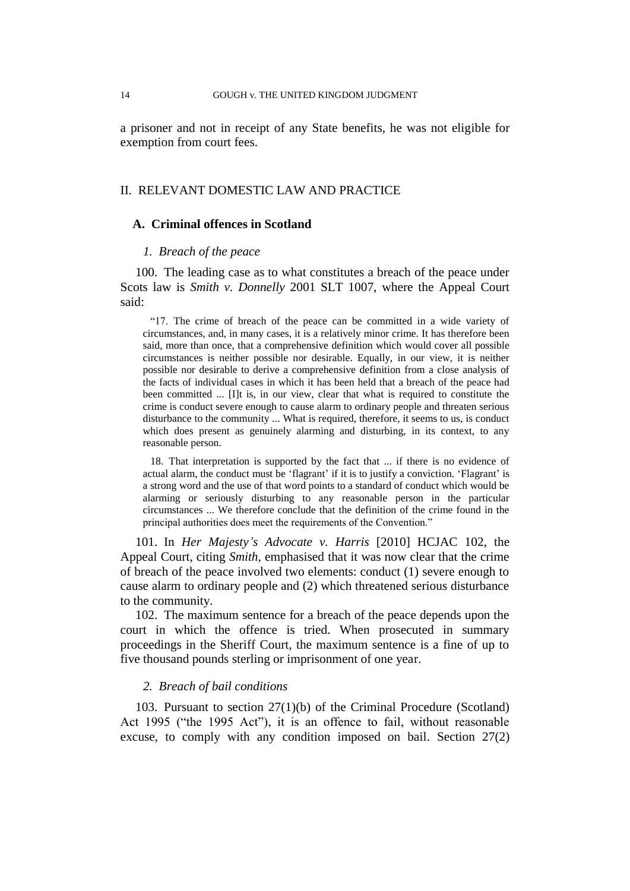a prisoner and not in receipt of any State benefits, he was not eligible for exemption from court fees.

## II. RELEVANT DOMESTIC LAW AND PRACTICE

### A. Criminal offences in Scotland

#### *1. Breach of the peace*

100. The leading case as to what constitutes a breach of the peace under Scots law is *Smith v. Donnelly* 2001 SLT 1007, where the Appeal Court said:

> "17. The crime of breach of the peace can be committed in a wide variety of circumstances, and, in many cases, it is a relatively minor crime. It has therefore been said, more than once, that a comprehensive definition which would cover all possible circumstances is neither possible nor desirable. Equally, in our view, it is neither possible nor desirable to derive a comprehensive definition from a close analysis of the facts of individual cases in which it has been held that a breach of the peace had been committed ... [I]t is, in our view, clear that what is required to constitute the crime is conduct severe enough to cause alarm to ordinary people and threaten serious disturbance to the community ... What is required, therefore, it seems to us, is conduct which does present as genuinely alarming and disturbing, in its context, to any reasonable person.
>
> 18. That interpretation is supported by the fact that ... if there is no evidence of actual alarm, the conduct must be 'flagrant' if it is to justify a conviction. 'Flagrant' is a strong word and the use of that word points to a standard of conduct which would be alarming or seriously disturbing to any reasonable person in the particular circumstances ... We therefore conclude that the definition of the crime found in the principal authorities does meet the requirements of the Convention."

101. In *Her Majesty's Advocate v. Harris* [2010] HCJAC 102, the Appeal Court, citing *Smith*, emphasised that it was now clear that the crime of breach of the peace involved two elements: conduct (1) severe enough to cause alarm to ordinary people and (2) which threatened serious disturbance to the community.

102. The maximum sentence for a breach of the peace depends upon the court in which the offence is tried. When prosecuted in summary proceedings in the Sheriff Court, the maximum sentence is a fine of up to five thousand pounds sterling or imprisonment of one year.

#### *2. Breach of bail conditions*

103. Pursuant to section 27(1)(b) of the Criminal Procedure (Scotland) Act 1995 ("the 1995 Act"), it is an offence to fail, without reasonable excuse, to comply with any condition imposed on bail. Section 27(2)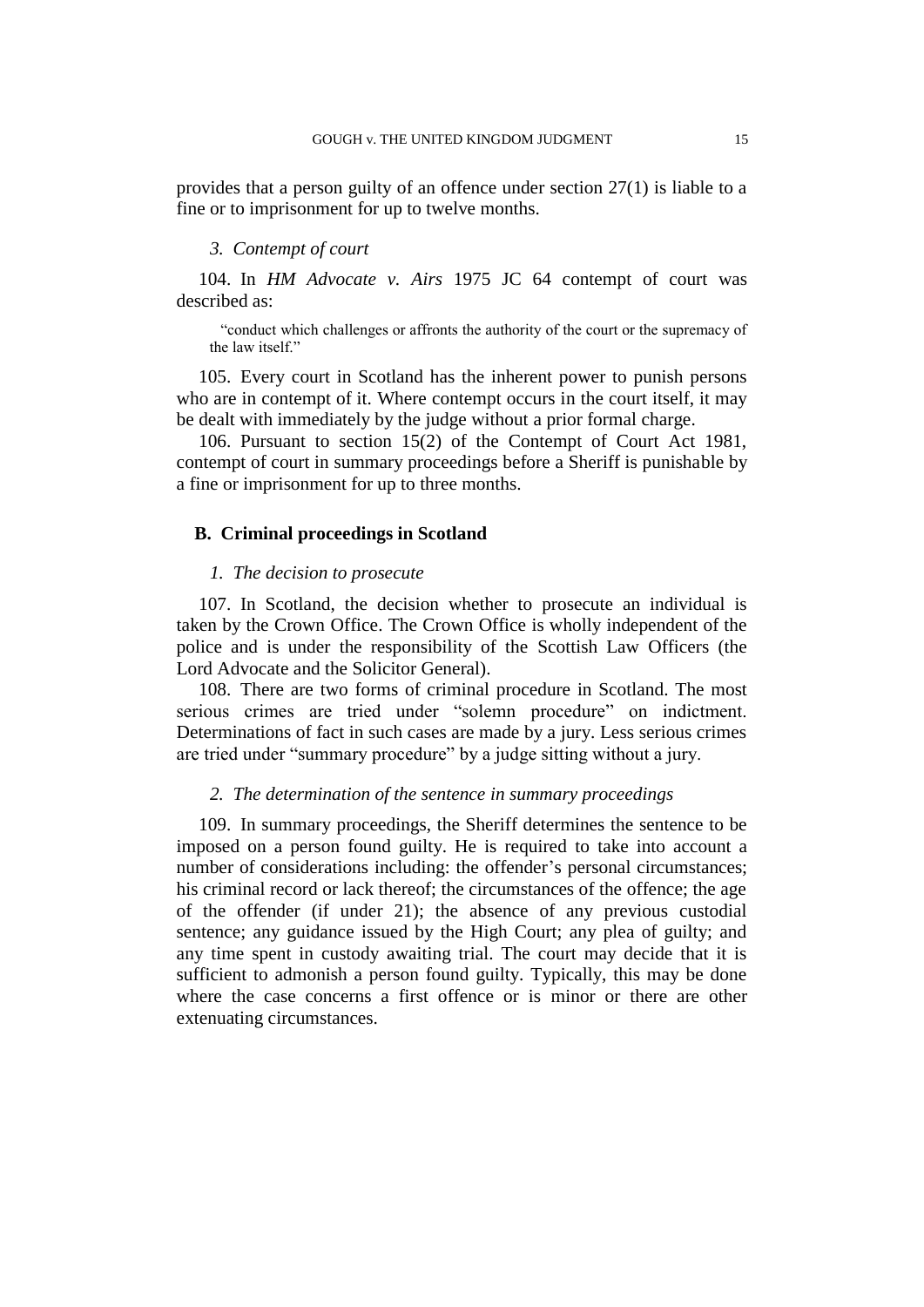provides that a person guilty of an offence under section 27(1) is liable to a fine or to imprisonment for up to twelve months.

#### *3. Contempt of court*

104. In *HM Advocate v. Airs* 1975 JC 64 contempt of court was described as:

> "conduct which challenges or affronts the authority of the court or the supremacy of the law itself."

105. Every court in Scotland has the inherent power to punish persons who are in contempt of it. Where contempt occurs in the court itself, it may be dealt with immediately by the judge without a prior formal charge.

106. Pursuant to section 15(2) of the Contempt of Court Act 1981, contempt of court in summary proceedings before a Sheriff is punishable by a fine or imprisonment for up to three months.

### **B. Criminal proceedings in Scotland**

#### *1. The decision to prosecute*

107. In Scotland, the decision whether to prosecute an individual is taken by the Crown Office. The Crown Office is wholly independent of the police and is under the responsibility of the Scottish Law Officers (the Lord Advocate and the Solicitor General).

108. There are two forms of criminal procedure in Scotland. The most serious crimes are tried under "solemn procedure" on indictment. Determinations of fact in such cases are made by a jury. Less serious crimes are tried under "summary procedure" by a judge sitting without a jury.

#### *2. The determination of the sentence in summary proceedings*

109. In summary proceedings, the Sheriff determines the sentence to be imposed on a person found guilty. He is required to take into account a number of considerations including: the offender's personal circumstances; his criminal record or lack thereof; the circumstances of the offence; the age of the offender (if under 21); the absence of any previous custodial sentence; any guidance issued by the High Court; any plea of guilty; and any time spent in custody awaiting trial. The court may decide that it is sufficient to admonish a person found guilty. Typically, this may be done where the case concerns a first offence or is minor or there are other extenuating circumstances.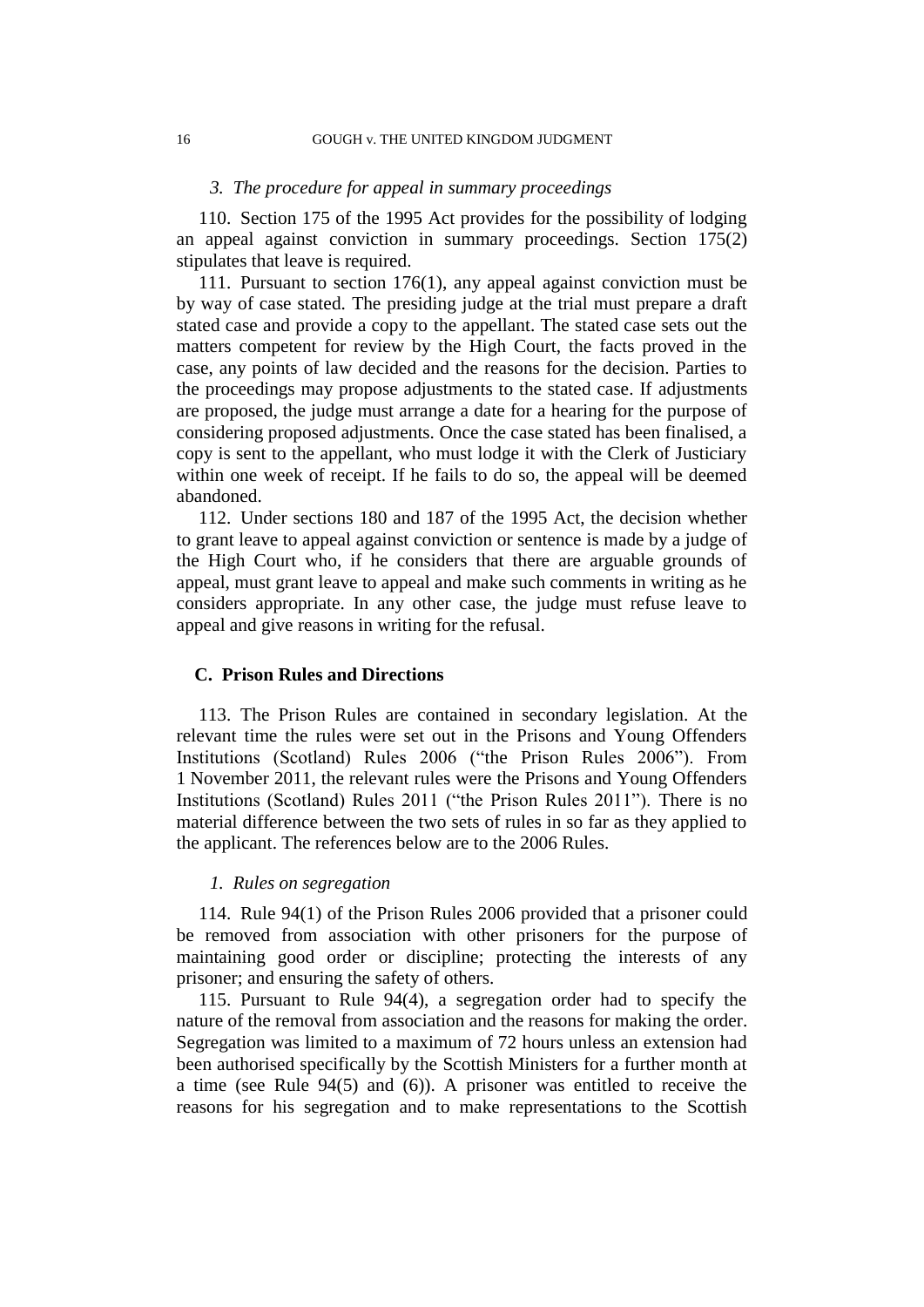### *3. The procedure for appeal in summary proceedings*

110. Section 175 of the 1995 Act provides for the possibility of lodging an appeal against conviction in summary proceedings. Section 175(2) stipulates that leave is required.

111. Pursuant to section 176(1), any appeal against conviction must be by way of case stated. The presiding judge at the trial must prepare a draft stated case and provide a copy to the appellant. The stated case sets out the matters competent for review by the High Court, the facts proved in the case, any points of law decided and the reasons for the decision. Parties to the proceedings may propose adjustments to the stated case. If adjustments are proposed, the judge must arrange a date for a hearing for the purpose of considering proposed adjustments. Once the case stated has been finalised, a copy is sent to the appellant, who must lodge it with the Clerk of Justiciary within one week of receipt. If he fails to do so, the appeal will be deemed abandoned.

112. Under sections 180 and 187 of the 1995 Act, the decision whether to grant leave to appeal against conviction or sentence is made by a judge of the High Court who, if he considers that there are arguable grounds of appeal, must grant leave to appeal and make such comments in writing as he considers appropriate. In any other case, the judge must refuse leave to appeal and give reasons in writing for the refusal.

## C. Prison Rules and Directions

113. The Prison Rules are contained in secondary legislation. At the relevant time the rules were set out in the Prisons and Young Offenders Institutions (Scotland) Rules 2006 ("the Prison Rules 2006"). From 1 November 2011, the relevant rules were the Prisons and Young Offenders Institutions (Scotland) Rules 2011 ("the Prison Rules 2011"). There is no material difference between the two sets of rules in so far as they applied to the applicant. The references below are to the 2006 Rules.

### *1. Rules on segregation*

114. Rule 94(1) of the Prison Rules 2006 provided that a prisoner could be removed from association with other prisoners for the purpose of maintaining good order or discipline; protecting the interests of any prisoner; and ensuring the safety of others.

115. Pursuant to Rule 94(4), a segregation order had to specify the nature of the removal from association and the reasons for making the order. Segregation was limited to a maximum of 72 hours unless an extension had been authorised specifically by the Scottish Ministers for a further month at a time (see Rule 94(5) and (6)). A prisoner was entitled to receive the reasons for his segregation and to make representations to the Scottish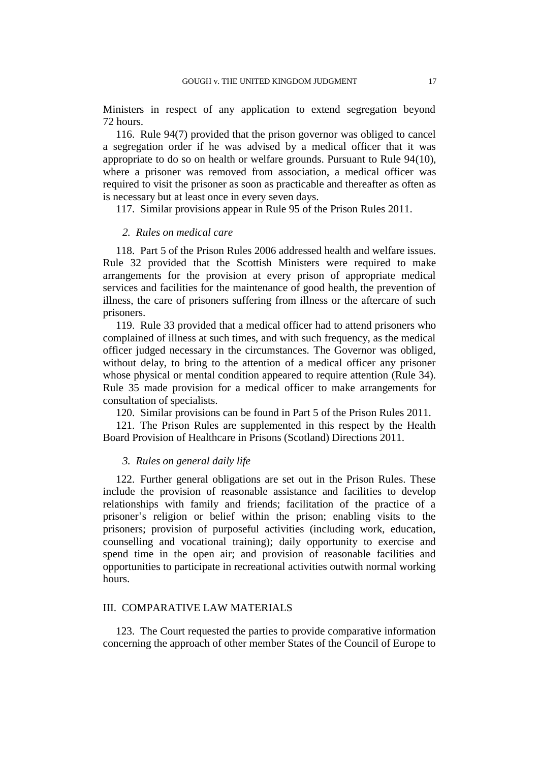Ministers in respect of any application to extend segregation beyond 72 hours.

116. Rule 94(7) provided that the prison governor was obliged to cancel a segregation order if he was advised by a medical officer that it was appropriate to do so on health or welfare grounds. Pursuant to Rule 94(10), where a prisoner was removed from association, a medical officer was required to visit the prisoner as soon as practicable and thereafter as often as is necessary but at least once in every seven days.

117. Similar provisions appear in Rule 95 of the Prison Rules 2011.

### *2. Rules on medical care*

118. Part 5 of the Prison Rules 2006 addressed health and welfare issues. Rule 32 provided that the Scottish Ministers were required to make arrangements for the provision at every prison of appropriate medical services and facilities for the maintenance of good health, the prevention of illness, the care of prisoners suffering from illness or the aftercare of such prisoners.

119. Rule 33 provided that a medical officer had to attend prisoners who complained of illness at such times, and with such frequency, as the medical officer judged necessary in the circumstances. The Governor was obliged, without delay, to bring to the attention of a medical officer any prisoner whose physical or mental condition appeared to require attention (Rule 34). Rule 35 made provision for a medical officer to make arrangements for consultation of specialists.

120. Similar provisions can be found in Part 5 of the Prison Rules 2011.

121. The Prison Rules are supplemented in this respect by the Health Board Provision of Healthcare in Prisons (Scotland) Directions 2011.

### *3. Rules on general daily life*

122. Further general obligations are set out in the Prison Rules. These include the provision of reasonable assistance and facilities to develop relationships with family and friends; facilitation of the practice of a prisoner's religion or belief within the prison; enabling visits to the prisoners; provision of purposeful activities (including work, education, counselling and vocational training); daily opportunity to exercise and spend time in the open air; and provision of reasonable facilities and opportunities to participate in recreational activities outwith normal working hours.

## III. COMPARATIVE LAW MATERIALS

123. The Court requested the parties to provide comparative information concerning the approach of other member States of the Council of Europe to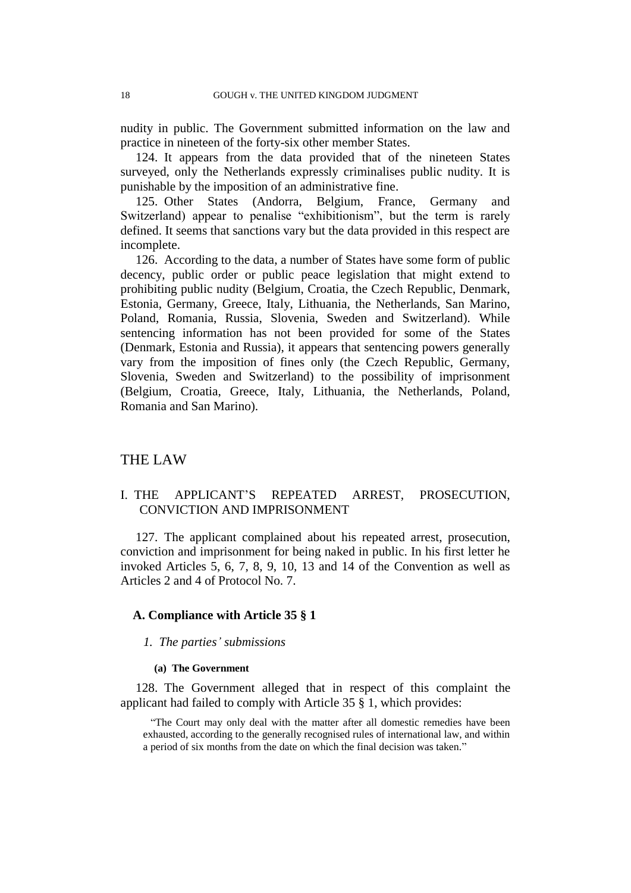nudity in public. The Government submitted information on the law and practice in nineteen of the forty-six other member States.

124. It appears from the data provided that of the nineteen States surveyed, only the Netherlands expressly criminalises public nudity. It is punishable by the imposition of an administrative fine.

125. Other States (Andorra, Belgium, France, Germany and Switzerland) appear to penalise "exhibitionism", but the term is rarely defined. It seems that sanctions vary but the data provided in this respect are incomplete.

126. According to the data, a number of States have some form of public decency, public order or public peace legislation that might extend to prohibiting public nudity (Belgium, Croatia, the Czech Republic, Denmark, Estonia, Germany, Greece, Italy, Lithuania, the Netherlands, San Marino, Poland, Romania, Russia, Slovenia, Sweden and Switzerland). While sentencing information has not been provided for some of the States (Denmark, Estonia and Russia), it appears that sentencing powers generally vary from the imposition of fines only (the Czech Republic, Germany, Slovenia, Sweden and Switzerland) to the possibility of imprisonment (Belgium, Croatia, Greece, Italy, Lithuania, the Netherlands, Poland, Romania and San Marino).

# THE LAW

## I. THE APPLICANT'S REPEATED ARREST, PROSECUTION, CONVICTION AND IMPRISONMENT

127. The applicant complained about his repeated arrest, prosecution, conviction and imprisonment for being naked in public. In his first letter he invoked Articles 5, 6, 7, 8, 9, 10, 13 and 14 of the Convention as well as Articles 2 and 4 of Protocol No. 7.

### A. Compliance with Article 35 § 1

#### *1. The parties' submissions*

##### (a) The Government

128. The Government alleged that in respect of this complaint the applicant had failed to comply with Article 35 § 1, which provides:

> "The Court may only deal with the matter after all domestic remedies have been exhausted, according to the generally recognised rules of international law, and within a period of six months from the date on which the final decision was taken."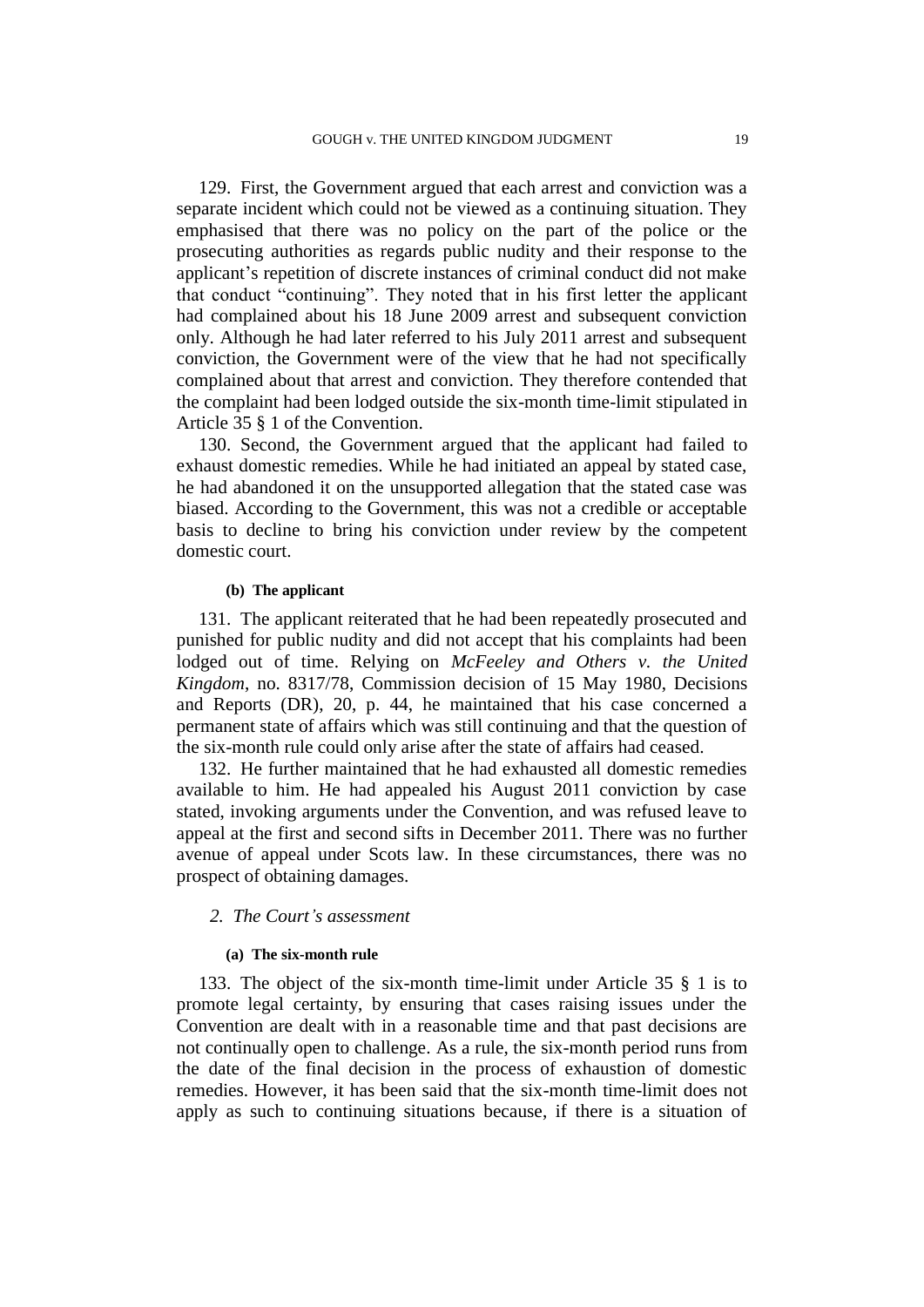129. First, the Government argued that each arrest and conviction was a separate incident which could not be viewed as a continuing situation. They emphasised that there was no policy on the part of the police or the prosecuting authorities as regards public nudity and their response to the applicant's repetition of discrete instances of criminal conduct did not make that conduct "continuing". They noted that in his first letter the applicant had complained about his 18 June 2009 arrest and subsequent conviction only. Although he had later referred to his July 2011 arrest and subsequent conviction, the Government were of the view that he had not specifically complained about that arrest and conviction. They therefore contended that the complaint had been lodged outside the six-month time-limit stipulated in Article 35 § 1 of the Convention.

130. Second, the Government argued that the applicant had failed to exhaust domestic remedies. While he had initiated an appeal by stated case, he had abandoned it on the unsupported allegation that the stated case was biased. According to the Government, this was not a credible or acceptable basis to decline to bring his conviction under review by the competent domestic court.

#### (b) The applicant

131. The applicant reiterated that he had been repeatedly prosecuted and punished for public nudity and did not accept that his complaints had been lodged out of time. Relying on *McFeeley and Others v. the United Kingdom*, no. 8317/78, Commission decision of 15 May 1980, Decisions and Reports (DR), 20, p. 44, he maintained that his case concerned a permanent state of affairs which was still continuing and that the question of the six-month rule could only arise after the state of affairs had ceased.

132. He further maintained that he had exhausted all domestic remedies available to him. He had appealed his August 2011 conviction by case stated, invoking arguments under the Convention, and was refused leave to appeal at the first and second sifts in December 2011. There was no further avenue of appeal under Scots law. In these circumstances, there was no prospect of obtaining damages.

### 2. The Court's assessment

#### (a) The six-month rule

133. The object of the six-month time-limit under Article 35 § 1 is to promote legal certainty, by ensuring that cases raising issues under the Convention are dealt with in a reasonable time and that past decisions are not continually open to challenge. As a rule, the six-month period runs from the date of the final decision in the process of exhaustion of domestic remedies. However, it has been said that the six-month time-limit does not apply as such to continuing situations because, if there is a situation of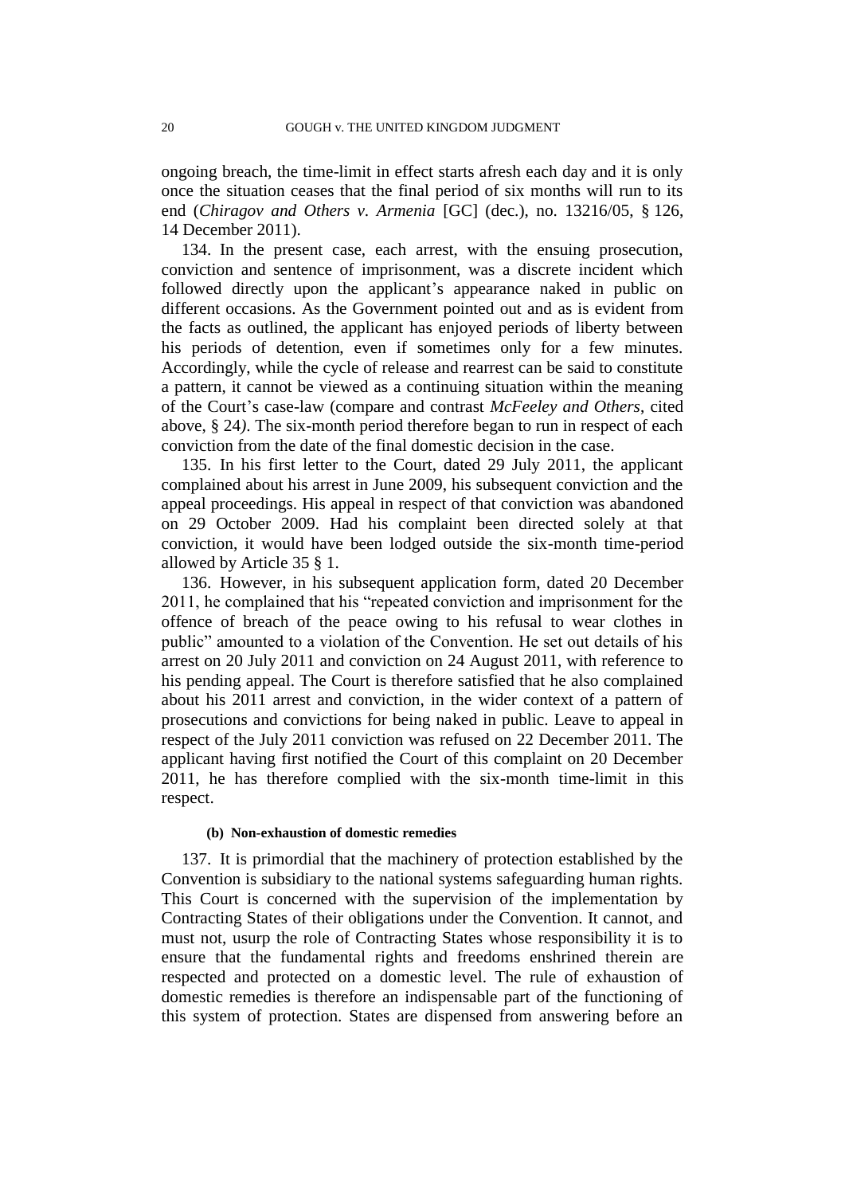ongoing breach, the time-limit in effect starts afresh each day and it is only once the situation ceases that the final period of six months will run to its end (*Chiragov and Others v. Armenia* [GC] (dec.), no. 13216/05, § 126, 14 December 2011).

134. In the present case, each arrest, with the ensuing prosecution, conviction and sentence of imprisonment, was a discrete incident which followed directly upon the applicant's appearance naked in public on different occasions. As the Government pointed out and as is evident from the facts as outlined, the applicant has enjoyed periods of liberty between his periods of detention, even if sometimes only for a few minutes. Accordingly, while the cycle of release and rearrest can be said to constitute a pattern, it cannot be viewed as a continuing situation within the meaning of the Court's case-law (compare and contrast *McFeeley and Others*, cited above, § 24*)*. The six-month period therefore began to run in respect of each conviction from the date of the final domestic decision in the case.

135. In his first letter to the Court, dated 29 July 2011, the applicant complained about his arrest in June 2009, his subsequent conviction and the appeal proceedings. His appeal in respect of that conviction was abandoned on 29 October 2009. Had his complaint been directed solely at that conviction, it would have been lodged outside the six-month time-period allowed by Article 35 § 1.

136. However, in his subsequent application form, dated 20 December 2011, he complained that his "repeated conviction and imprisonment for the offence of breach of the peace owing to his refusal to wear clothes in public" amounted to a violation of the Convention. He set out details of his arrest on 20 July 2011 and conviction on 24 August 2011, with reference to his pending appeal. The Court is therefore satisfied that he also complained about his 2011 arrest and conviction, in the wider context of a pattern of prosecutions and convictions for being naked in public. Leave to appeal in respect of the July 2011 conviction was refused on 22 December 2011. The applicant having first notified the Court of this complaint on 20 December 2011, he has therefore complied with the six-month time-limit in this respect.

#### (b) Non-exhaustion of domestic remedies

137. It is primordial that the machinery of protection established by the Convention is subsidiary to the national systems safeguarding human rights. This Court is concerned with the supervision of the implementation by Contracting States of their obligations under the Convention. It cannot, and must not, usurp the role of Contracting States whose responsibility it is to ensure that the fundamental rights and freedoms enshrined therein are respected and protected on a domestic level. The rule of exhaustion of domestic remedies is therefore an indispensable part of the functioning of this system of protection. States are dispensed from answering before an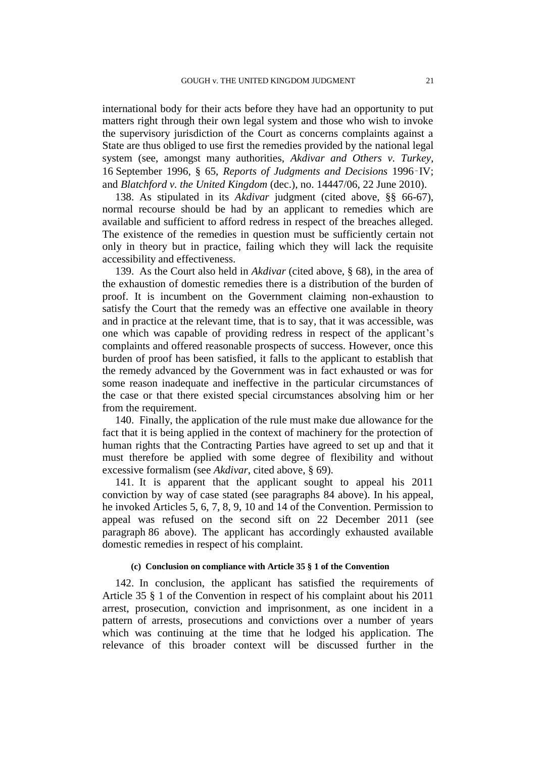international body for their acts before they have had an opportunity to put matters right through their own legal system and those who wish to invoke the supervisory jurisdiction of the Court as concerns complaints against a State are thus obliged to use first the remedies provided by the national legal system (see, amongst many authorities, *Akdivar and Others v. Turkey*, 16 September 1996, § 65, *Reports of Judgments and Decisions* 1996-IV; and *Blatchford v. the United Kingdom* (dec.), no. 14447/06, 22 June 2010).

138. As stipulated in its *Akdivar* judgment (cited above, §§ 66-67), normal recourse should be had by an applicant to remedies which are available and sufficient to afford redress in respect of the breaches alleged. The existence of the remedies in question must be sufficiently certain not only in theory but in practice, failing which they will lack the requisite accessibility and effectiveness.

139. As the Court also held in *Akdivar* (cited above, § 68), in the area of the exhaustion of domestic remedies there is a distribution of the burden of proof. It is incumbent on the Government claiming non-exhaustion to satisfy the Court that the remedy was an effective one available in theory and in practice at the relevant time, that is to say, that it was accessible, was one which was capable of providing redress in respect of the applicant's complaints and offered reasonable prospects of success. However, once this burden of proof has been satisfied, it falls to the applicant to establish that the remedy advanced by the Government was in fact exhausted or was for some reason inadequate and ineffective in the particular circumstances of the case or that there existed special circumstances absolving him or her from the requirement.

140. Finally, the application of the rule must make due allowance for the fact that it is being applied in the context of machinery for the protection of human rights that the Contracting Parties have agreed to set up and that it must therefore be applied with some degree of flexibility and without excessive formalism (see *Akdivar*, cited above, § 69).

141. It is apparent that the applicant sought to appeal his 2011 conviction by way of case stated (see paragraphs 84 above). In his appeal, he invoked Articles 5, 6, 7, 8, 9, 10 and 14 of the Convention. Permission to appeal was refused on the second sift on 22 December 2011 (see paragraph 86 above). The applicant has accordingly exhausted available domestic remedies in respect of his complaint.

#### (c) Conclusion on compliance with Article 35 § 1 of the Convention

142. In conclusion, the applicant has satisfied the requirements of Article 35 § 1 of the Convention in respect of his complaint about his 2011 arrest, prosecution, conviction and imprisonment, as one incident in a pattern of arrests, prosecutions and convictions over a number of years which was continuing at the time that he lodged his application. The relevance of this broader context will be discussed further in the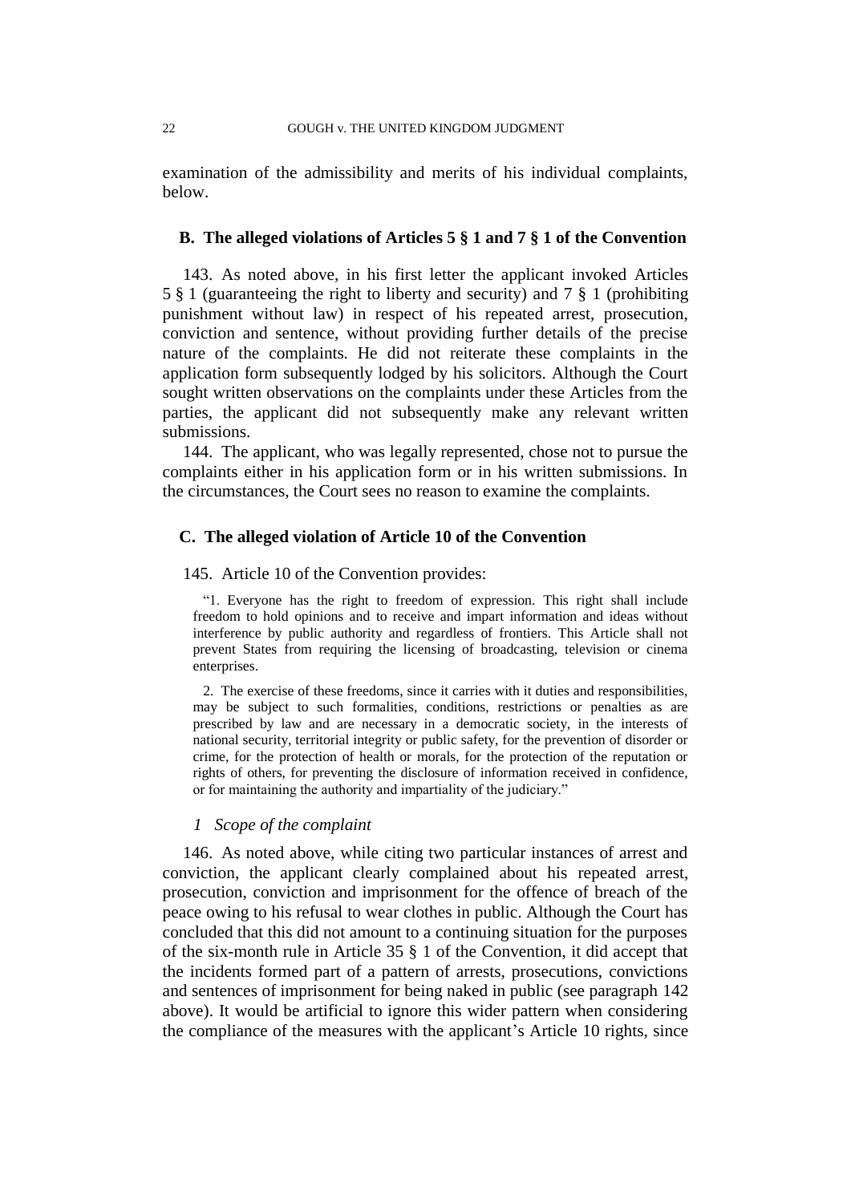examination of the admissibility and merits of his individual complaints, below.

### B. The alleged violations of Articles 5 § 1 and 7 § 1 of the Convention

143. As noted above, in his first letter the applicant invoked Articles 5 § 1 (guaranteeing the right to liberty and security) and 7 § 1 (prohibiting punishment without law) in respect of his repeated arrest, prosecution, conviction and sentence, without providing further details of the precise nature of the complaints. He did not reiterate these complaints in the application form subsequently lodged by his solicitors. Although the Court sought written observations on the complaints under these Articles from the parties, the applicant did not subsequently make any relevant written submissions.

144. The applicant, who was legally represented, chose not to pursue the complaints either in his application form or in his written submissions. In the circumstances, the Court sees no reason to examine the complaints.

### C. The alleged violation of Article 10 of the Convention

145. Article 10 of the Convention provides:

> "1. Everyone has the right to freedom of expression. This right shall include freedom to hold opinions and to receive and impart information and ideas without interference by public authority and regardless of frontiers. This Article shall not prevent States from requiring the licensing of broadcasting, television or cinema enterprises.
>
> 2. The exercise of these freedoms, since it carries with it duties and responsibilities, may be subject to such formalities, conditions, restrictions or penalties as are prescribed by law and are necessary in a democratic society, in the interests of national security, territorial integrity or public safety, for the prevention of disorder or crime, for the protection of health or morals, for the protection of the reputation or rights of others, for preventing the disclosure of information received in confidence, or for maintaining the authority and impartiality of the judiciary."

#### *1 Scope of the complaint*

146. As noted above, while citing two particular instances of arrest and conviction, the applicant clearly complained about his repeated arrest, prosecution, conviction and imprisonment for the offence of breach of the peace owing to his refusal to wear clothes in public. Although the Court has concluded that this did not amount to a continuing situation for the purposes of the six-month rule in Article 35 § 1 of the Convention, it did accept that the incidents formed part of a pattern of arrests, prosecutions, convictions and sentences of imprisonment for being naked in public (see paragraph 142 above). It would be artificial to ignore this wider pattern when considering the compliance of the measures with the applicant's Article 10 rights, since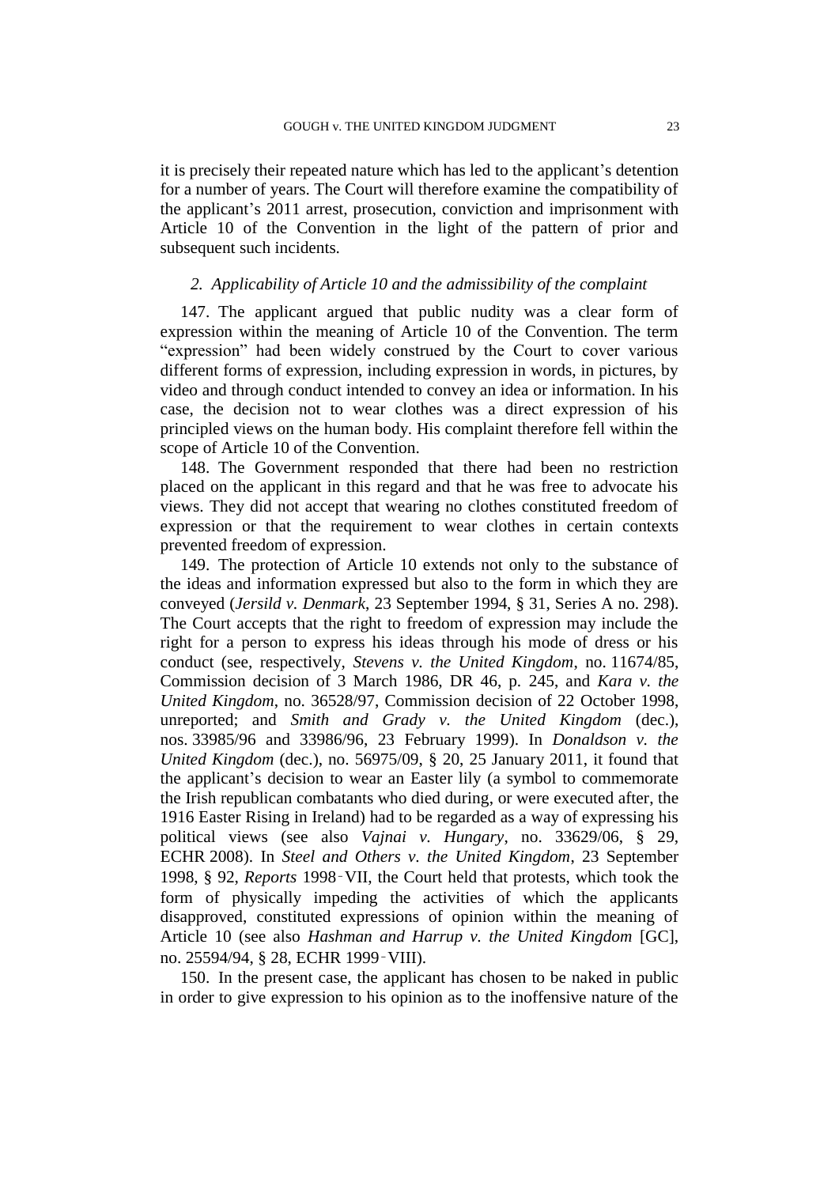it is precisely their repeated nature which has led to the applicant's detention for a number of years. The Court will therefore examine the compatibility of the applicant's 2011 arrest, prosecution, conviction and imprisonment with Article 10 of the Convention in the light of the pattern of prior and subsequent such incidents.

### *2. Applicability of Article 10 and the admissibility of the complaint*

147. The applicant argued that public nudity was a clear form of expression within the meaning of Article 10 of the Convention. The term "expression" had been widely construed by the Court to cover various different forms of expression, including expression in words, in pictures, by video and through conduct intended to convey an idea or information. In his case, the decision not to wear clothes was a direct expression of his principled views on the human body. His complaint therefore fell within the scope of Article 10 of the Convention.

148. The Government responded that there had been no restriction placed on the applicant in this regard and that he was free to advocate his views. They did not accept that wearing no clothes constituted freedom of expression or that the requirement to wear clothes in certain contexts prevented freedom of expression.

149. The protection of Article 10 extends not only to the substance of the ideas and information expressed but also to the form in which they are conveyed (*Jersild v. Denmark*, 23 September 1994, § 31, Series A no. 298). The Court accepts that the right to freedom of expression may include the right for a person to express his ideas through his mode of dress or his conduct (see, respectively, *Stevens v. the United Kingdom*, no. 11674/85, Commission decision of 3 March 1986, DR 46, p. 245, and *Kara v. the United Kingdom*, no. 36528/97, Commission decision of 22 October 1998, unreported; and *Smith and Grady v. the United Kingdom* (dec.), nos. 33985/96 and 33986/96, 23 February 1999). In *Donaldson v. the United Kingdom* (dec.), no. 56975/09, § 20, 25 January 2011, it found that the applicant's decision to wear an Easter lily (a symbol to commemorate the Irish republican combatants who died during, or were executed after, the 1916 Easter Rising in Ireland) had to be regarded as a way of expressing his political views (see also *Vajnai v. Hungary*, no. 33629/06, § 29, ECHR 2008). In *Steel and Others v. the United Kingdom*, 23 September 1998, § 92, *Reports* 1998‑VII, the Court held that protests, which took the form of physically impeding the activities of which the applicants disapproved, constituted expressions of opinion within the meaning of Article 10 (see also *Hashman and Harrup v. the United Kingdom* [GC], no. 25594/94, § 28, ECHR 1999‑VIII).

150. In the present case, the applicant has chosen to be naked in public in order to give expression to his opinion as to the inoffensive nature of the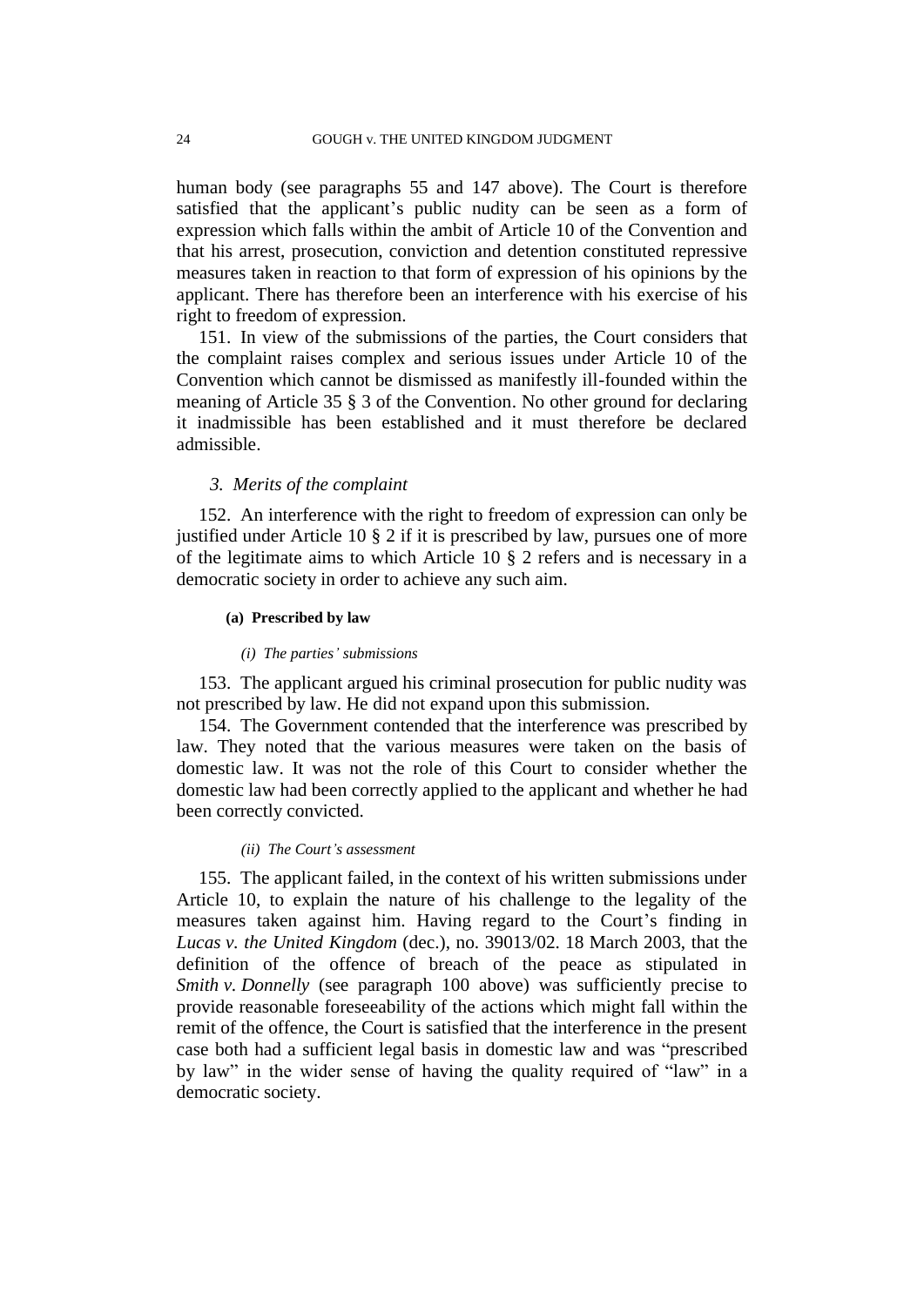human body (see paragraphs 55 and 147 above). The Court is therefore satisfied that the applicant's public nudity can be seen as a form of expression which falls within the ambit of Article 10 of the Convention and that his arrest, prosecution, conviction and detention constituted repressive measures taken in reaction to that form of expression of his opinions by the applicant. There has therefore been an interference with his exercise of his right to freedom of expression.

151. In view of the submissions of the parties, the Court considers that the complaint raises complex and serious issues under Article 10 of the Convention which cannot be dismissed as manifestly ill-founded within the meaning of Article 35 § 3 of the Convention. No other ground for declaring it inadmissible has been established and it must therefore be declared admissible.

### *3. Merits of the complaint*

152. An interference with the right to freedom of expression can only be justified under Article 10 § 2 if it is prescribed by law, pursues one of more of the legitimate aims to which Article 10 § 2 refers and is necessary in a democratic society in order to achieve any such aim.

#### **(a) Prescribed by law**

##### *(i) The parties' submissions*

153. The applicant argued his criminal prosecution for public nudity was not prescribed by law. He did not expand upon this submission.

154. The Government contended that the interference was prescribed by law. They noted that the various measures were taken on the basis of domestic law. It was not the role of this Court to consider whether the domestic law had been correctly applied to the applicant and whether he had been correctly convicted.

##### *(ii) The Court's assessment*

155. The applicant failed, in the context of his written submissions under Article 10, to explain the nature of his challenge to the legality of the measures taken against him. Having regard to the Court's finding in *Lucas v. the United Kingdom* (dec.), no. 39013/02. 18 March 2003, that the definition of the offence of breach of the peace as stipulated in *Smith v. Donnelly* (see paragraph 100 above) was sufficiently precise to provide reasonable foreseeability of the actions which might fall within the remit of the offence, the Court is satisfied that the interference in the present case both had a sufficient legal basis in domestic law and was "prescribed by law" in the wider sense of having the quality required of "law" in a democratic society.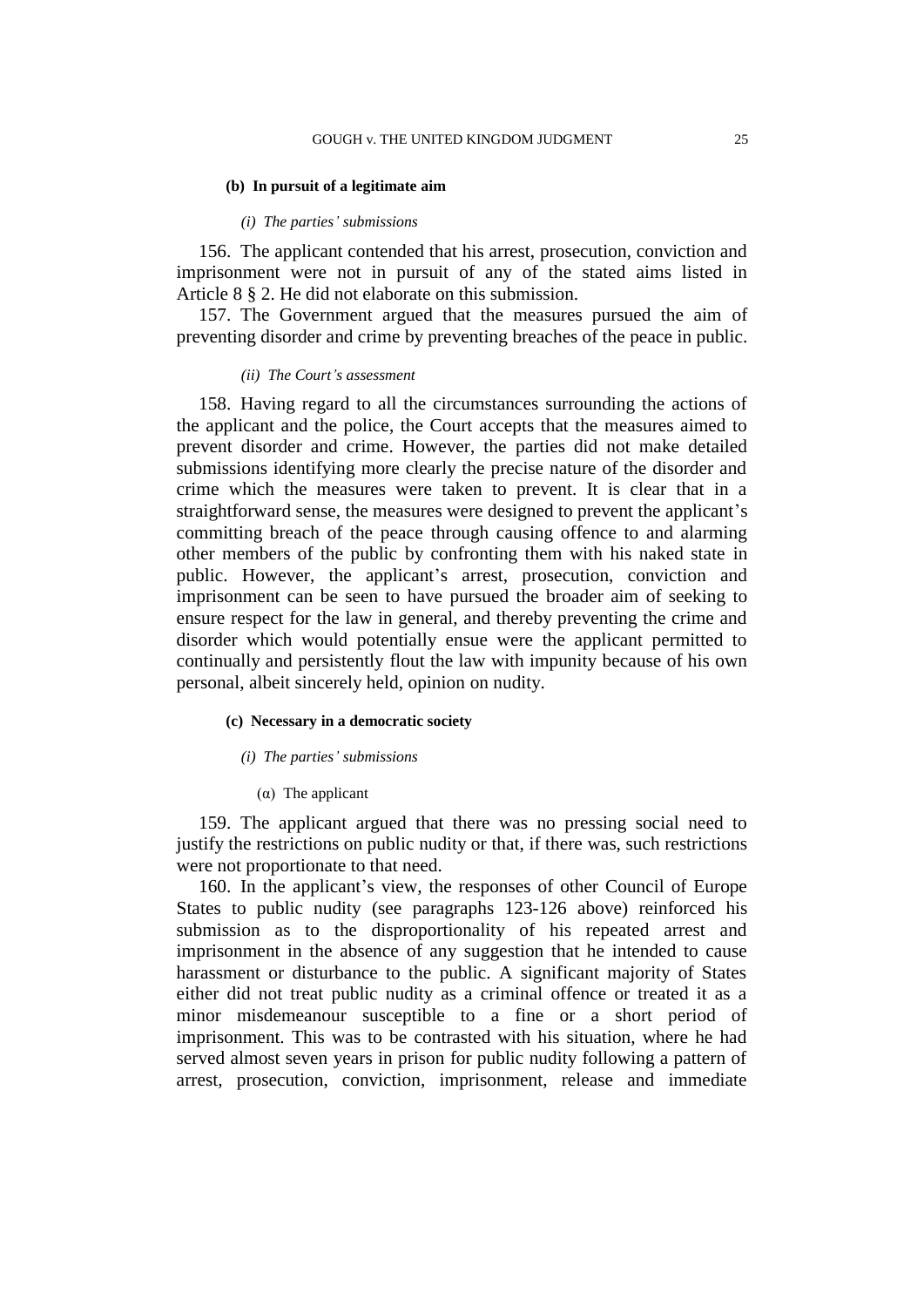#### (b) In pursuit of a legitimate aim

*(i) The parties' submissions*

156. The applicant contended that his arrest, prosecution, conviction and imprisonment were not in pursuit of any of the stated aims listed in Article 8 § 2. He did not elaborate on this submission.

157. The Government argued that the measures pursued the aim of preventing disorder and crime by preventing breaches of the peace in public.

*(ii) The Court's assessment*

158. Having regard to all the circumstances surrounding the actions of the applicant and the police, the Court accepts that the measures aimed to prevent disorder and crime. However, the parties did not make detailed submissions identifying more clearly the precise nature of the disorder and crime which the measures were taken to prevent. It is clear that in a straightforward sense, the measures were designed to prevent the applicant's committing breach of the peace through causing offence to and alarming other members of the public by confronting them with his naked state in public. However, the applicant's arrest, prosecution, conviction and imprisonment can be seen to have pursued the broader aim of seeking to ensure respect for the law in general, and thereby preventing the crime and disorder which would potentially ensue were the applicant permitted to continually and persistently flout the law with impunity because of his own personal, albeit sincerely held, opinion on nudity.

#### (c) Necessary in a democratic society

*(i) The parties' submissions*

(α) The applicant

159. The applicant argued that there was no pressing social need to justify the restrictions on public nudity or that, if there was, such restrictions were not proportionate to that need.

160. In the applicant's view, the responses of other Council of Europe States to public nudity (see paragraphs 123-126 above) reinforced his submission as to the disproportionality of his repeated arrest and imprisonment in the absence of any suggestion that he intended to cause harassment or disturbance to the public. A significant majority of States either did not treat public nudity as a criminal offence or treated it as a minor misdemeanour susceptible to a fine or a short period of imprisonment. This was to be contrasted with his situation, where he had served almost seven years in prison for public nudity following a pattern of arrest, prosecution, conviction, imprisonment, release and immediate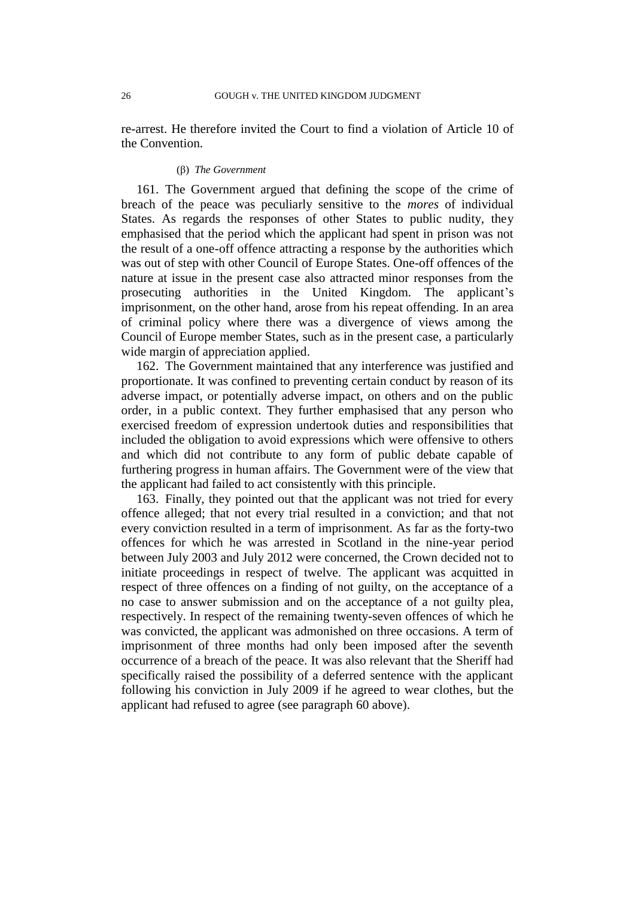re-arrest. He therefore invited the Court to find a violation of Article 10 of the Convention.

##### (β) *The Government*

161. The Government argued that defining the scope of the crime of breach of the peace was peculiarly sensitive to the *mores* of individual States. As regards the responses of other States to public nudity, they emphasised that the period which the applicant had spent in prison was not the result of a one-off offence attracting a response by the authorities which was out of step with other Council of Europe States. One-off offences of the nature at issue in the present case also attracted minor responses from the prosecuting authorities in the United Kingdom. The applicant's imprisonment, on the other hand, arose from his repeat offending. In an area of criminal policy where there was a divergence of views among the Council of Europe member States, such as in the present case, a particularly wide margin of appreciation applied.

162. The Government maintained that any interference was justified and proportionate. It was confined to preventing certain conduct by reason of its adverse impact, or potentially adverse impact, on others and on the public order, in a public context. They further emphasised that any person who exercised freedom of expression undertook duties and responsibilities that included the obligation to avoid expressions which were offensive to others and which did not contribute to any form of public debate capable of furthering progress in human affairs. The Government were of the view that the applicant had failed to act consistently with this principle.

163. Finally, they pointed out that the applicant was not tried for every offence alleged; that not every trial resulted in a conviction; and that not every conviction resulted in a term of imprisonment. As far as the forty-two offences for which he was arrested in Scotland in the nine-year period between July 2003 and July 2012 were concerned, the Crown decided not to initiate proceedings in respect of twelve. The applicant was acquitted in respect of three offences on a finding of not guilty, on the acceptance of a no case to answer submission and on the acceptance of a not guilty plea, respectively. In respect of the remaining twenty-seven offences of which he was convicted, the applicant was admonished on three occasions. A term of imprisonment of three months had only been imposed after the seventh occurrence of a breach of the peace. It was also relevant that the Sheriff had specifically raised the possibility of a deferred sentence with the applicant following his conviction in July 2009 if he agreed to wear clothes, but the applicant had refused to agree (see paragraph 60 above).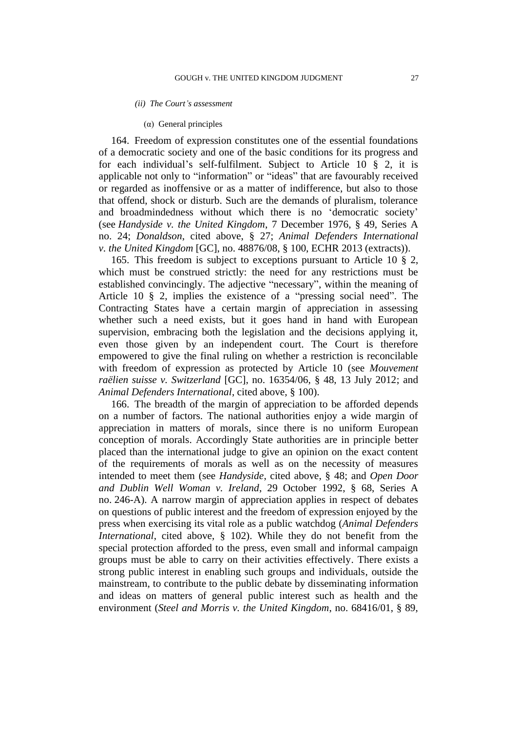*(ii) The Court's assessment*

(α) General principles

164. Freedom of expression constitutes one of the essential foundations of a democratic society and one of the basic conditions for its progress and for each individual's self-fulfilment. Subject to Article 10 § 2, it is applicable not only to "information" or "ideas" that are favourably received or regarded as inoffensive or as a matter of indifference, but also to those that offend, shock or disturb. Such are the demands of pluralism, tolerance and broadmindedness without which there is no 'democratic society' (see *Handyside v. the United Kingdom*, 7 December 1976, § 49, Series A no. 24; *Donaldson*, cited above, § 27; *Animal Defenders International v. the United Kingdom* [GC], no. 48876/08, § 100, ECHR 2013 (extracts)).

165. This freedom is subject to exceptions pursuant to Article 10 § 2, which must be construed strictly: the need for any restrictions must be established convincingly. The adjective "necessary", within the meaning of Article 10 § 2, implies the existence of a "pressing social need". The Contracting States have a certain margin of appreciation in assessing whether such a need exists, but it goes hand in hand with European supervision, embracing both the legislation and the decisions applying it, even those given by an independent court. The Court is therefore empowered to give the final ruling on whether a restriction is reconcilable with freedom of expression as protected by Article 10 (see *Mouvement raëlien suisse v. Switzerland* [GC], no. 16354/06, § 48, 13 July 2012; and *Animal Defenders International*, cited above, § 100).

166. The breadth of the margin of appreciation to be afforded depends on a number of factors. The national authorities enjoy a wide margin of appreciation in matters of morals, since there is no uniform European conception of morals. Accordingly State authorities are in principle better placed than the international judge to give an opinion on the exact content of the requirements of morals as well as on the necessity of measures intended to meet them (see *Handyside*, cited above, § 48; and *Open Door and Dublin Well Woman v. Ireland*, 29 October 1992, § 68, Series A no. 246-A). A narrow margin of appreciation applies in respect of debates on questions of public interest and the freedom of expression enjoyed by the press when exercising its vital role as a public watchdog (*Animal Defenders International*, cited above, § 102). While they do not benefit from the special protection afforded to the press, even small and informal campaign groups must be able to carry on their activities effectively. There exists a strong public interest in enabling such groups and individuals, outside the mainstream, to contribute to the public debate by disseminating information and ideas on matters of general public interest such as health and the environment (*Steel and Morris v. the United Kingdom*, no. 68416/01, § 89,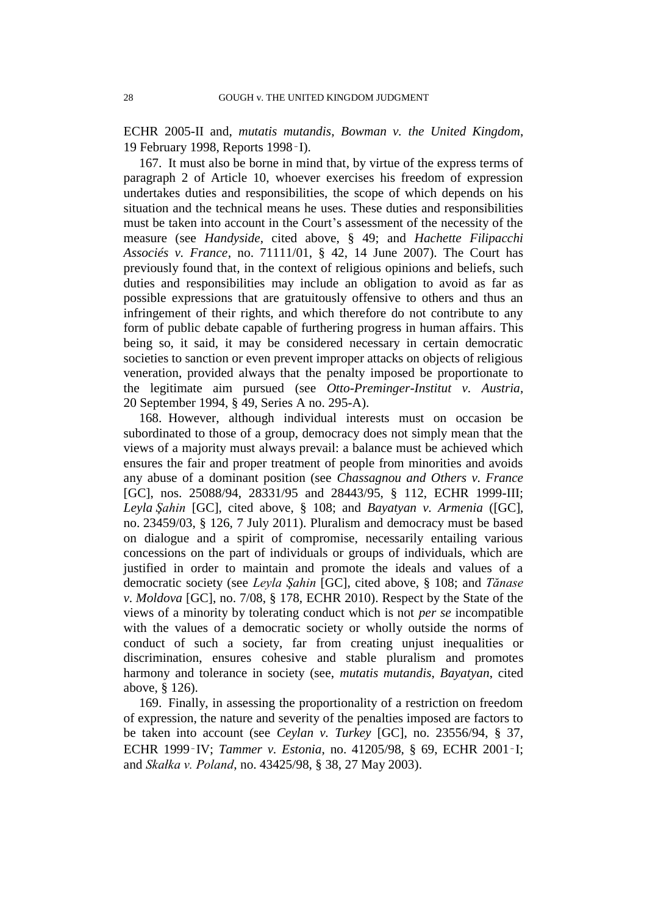ECHR 2005-II and, *mutatis mutandis*, *Bowman v. the United Kingdom*, 19 February 1998, Reports 1998‑I).

167. It must also be borne in mind that, by virtue of the express terms of paragraph 2 of Article 10, whoever exercises his freedom of expression undertakes duties and responsibilities, the scope of which depends on his situation and the technical means he uses. These duties and responsibilities must be taken into account in the Court's assessment of the necessity of the measure (see *Handyside*, cited above, § 49; and *Hachette Filipacchi Associés v. France*, no. 71111/01, § 42, 14 June 2007). The Court has previously found that, in the context of religious opinions and beliefs, such duties and responsibilities may include an obligation to avoid as far as possible expressions that are gratuitously offensive to others and thus an infringement of their rights, and which therefore do not contribute to any form of public debate capable of furthering progress in human affairs. This being so, it said, it may be considered necessary in certain democratic societies to sanction or even prevent improper attacks on objects of religious veneration, provided always that the penalty imposed be proportionate to the legitimate aim pursued (see *Otto-Preminger-Institut v. Austria*, 20 September 1994, § 49, Series A no. 295-A).

168. However, although individual interests must on occasion be subordinated to those of a group, democracy does not simply mean that the views of a majority must always prevail: a balance must be achieved which ensures the fair and proper treatment of people from minorities and avoids any abuse of a dominant position (see *Chassagnou and Others v. France* [GC], nos. 25088/94, 28331/95 and 28443/95, § 112, ECHR 1999-III; *Leyla Şahin* [GC], cited above, § 108; and *Bayatyan v. Armenia* ([GC], no. 23459/03, § 126, 7 July 2011). Pluralism and democracy must be based on dialogue and a spirit of compromise, necessarily entailing various concessions on the part of individuals or groups of individuals, which are justified in order to maintain and promote the ideals and values of a democratic society (see *Leyla Şahin* [GC], cited above, § 108; and *Tănase v. Moldova* [GC], no. 7/08, § 178, ECHR 2010). Respect by the State of the views of a minority by tolerating conduct which is not *per se* incompatible with the values of a democratic society or wholly outside the norms of conduct of such a society, far from creating unjust inequalities or discrimination, ensures cohesive and stable pluralism and promotes harmony and tolerance in society (see, *mutatis mutandis*, *Bayatyan*, cited above, § 126).

169. Finally, in assessing the proportionality of a restriction on freedom of expression, the nature and severity of the penalties imposed are factors to be taken into account (see *Ceylan v. Turkey* [GC], no. 23556/94, § 37, ECHR 1999‑IV; *Tammer v. Estonia*, no. 41205/98, § 69, ECHR 2001‑I; and *Skałka v. Poland*, no. 43425/98, § 38, 27 May 2003).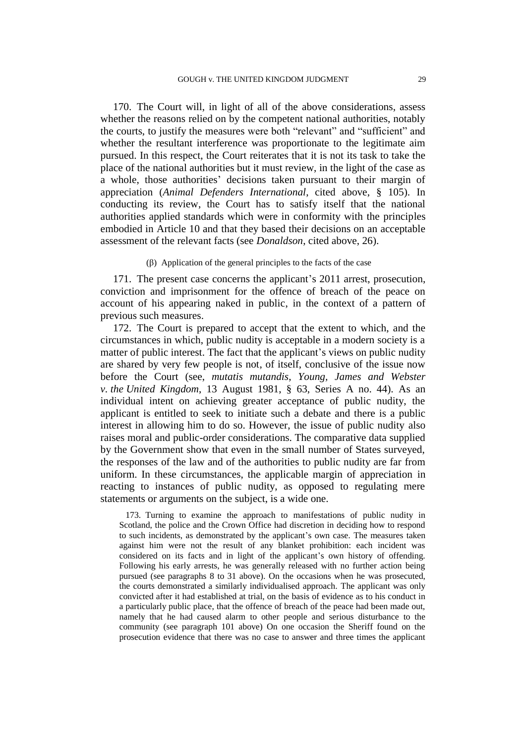170. The Court will, in light of all of the above considerations, assess whether the reasons relied on by the competent national authorities, notably the courts, to justify the measures were both "relevant" and "sufficient" and whether the resultant interference was proportionate to the legitimate aim pursued. In this respect, the Court reiterates that it is not its task to take the place of the national authorities but it must review, in the light of the case as a whole, those authorities' decisions taken pursuant to their margin of appreciation (*Animal Defenders International*, cited above, § 105). In conducting its review, the Court has to satisfy itself that the national authorities applied standards which were in conformity with the principles embodied in Article 10 and that they based their decisions on an acceptable assessment of the relevant facts (see *Donaldson*, cited above, 26).

(β) Application of the general principles to the facts of the case

171. The present case concerns the applicant's 2011 arrest, prosecution, conviction and imprisonment for the offence of breach of the peace on account of his appearing naked in public, in the context of a pattern of previous such measures.

172. The Court is prepared to accept that the extent to which, and the circumstances in which, public nudity is acceptable in a modern society is a matter of public interest. The fact that the applicant's views on public nudity are shared by very few people is not, of itself, conclusive of the issue now before the Court (see, *mutatis mutandis*, *Young, James and Webster v. the United Kingdom*, 13 August 1981, § 63, Series A no. 44). As an individual intent on achieving greater acceptance of public nudity, the applicant is entitled to seek to initiate such a debate and there is a public interest in allowing him to do so. However, the issue of public nudity also raises moral and public-order considerations. The comparative data supplied by the Government show that even in the small number of States surveyed, the responses of the law and of the authorities to public nudity are far from uniform. In these circumstances, the applicable margin of appreciation in reacting to instances of public nudity, as opposed to regulating mere statements or arguments on the subject, is a wide one.

173. Turning to examine the approach to manifestations of public nudity in Scotland, the police and the Crown Office had discretion in deciding how to respond to such incidents, as demonstrated by the applicant's own case. The measures taken against him were not the result of any blanket prohibition: each incident was considered on its facts and in light of the applicant's own history of offending. Following his early arrests, he was generally released with no further action being pursued (see paragraphs 8 to 31 above). On the occasions when he was prosecuted, the courts demonstrated a similarly individualised approach. The applicant was only convicted after it had established at trial, on the basis of evidence as to his conduct in a particularly public place, that the offence of breach of the peace had been made out, namely that he had caused alarm to other people and serious disturbance to the community (see paragraph 101 above) On one occasion the Sheriff found on the prosecution evidence that there was no case to answer and three times the applicant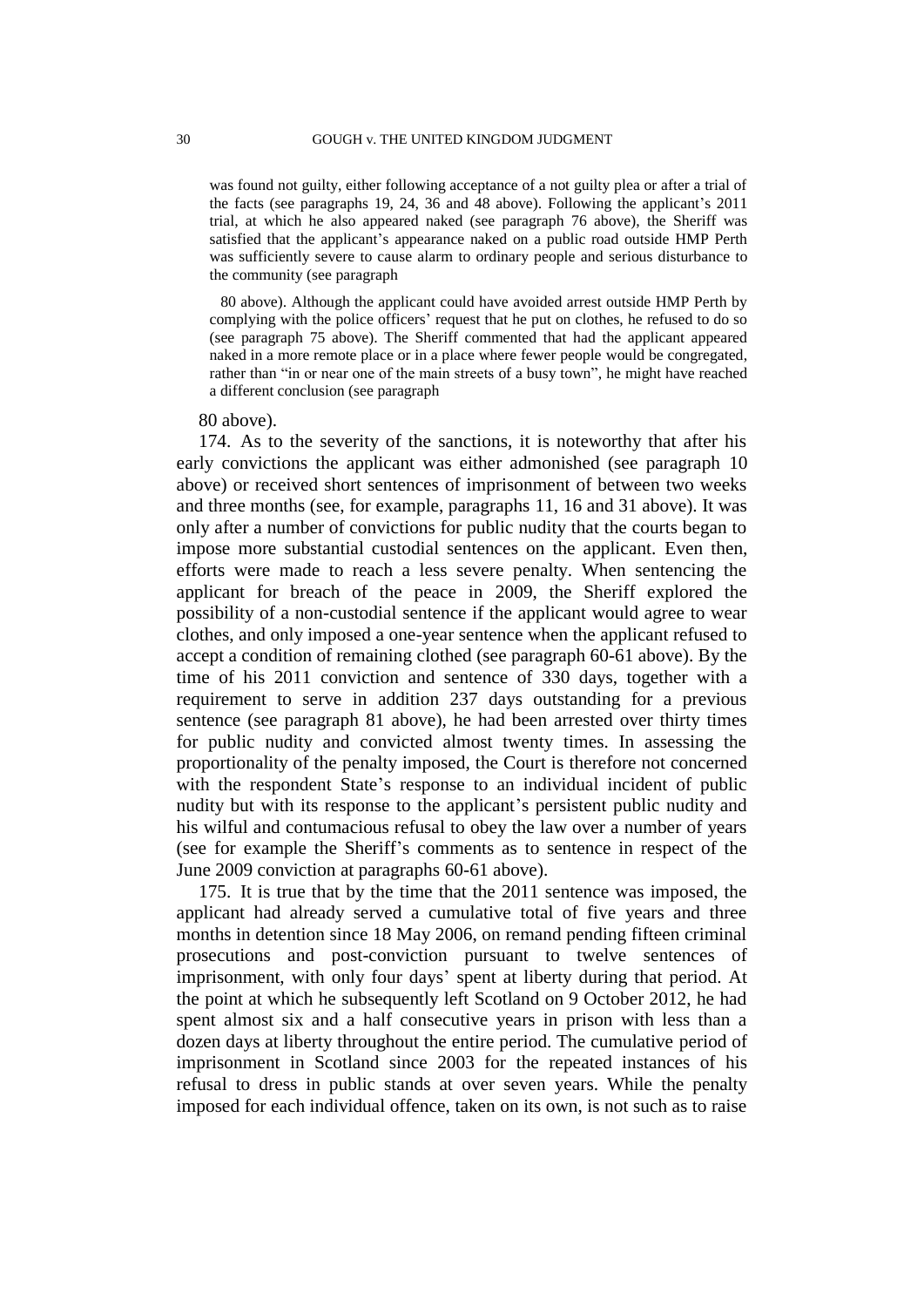was found not guilty, either following acceptance of a not guilty plea or after a trial of the facts (see paragraphs 19, 24, 36 and 48 above). Following the applicant's 2011 trial, at which he also appeared naked (see paragraph 76 above), the Sheriff was satisfied that the applicant's appearance naked on a public road outside HMP Perth was sufficiently severe to cause alarm to ordinary people and serious disturbance to the community (see paragraph 80 above). Although the applicant could have avoided arrest outside HMP Perth by complying with the police officers' request that he put on clothes, he refused to do so (see paragraph 75 above). The Sheriff commented that had the applicant appeared naked in a more remote place or in a place where fewer people would be congregated, rather than "in or near one of the main streets of a busy town", he might have reached a different conclusion (see paragraph 80 above).

174. As to the severity of the sanctions, it is noteworthy that after his early convictions the applicant was either admonished (see paragraph 10 above) or received short sentences of imprisonment of between two weeks and three months (see, for example, paragraphs 11, 16 and 31 above). It was only after a number of convictions for public nudity that the courts began to impose more substantial custodial sentences on the applicant. Even then, efforts were made to reach a less severe penalty. When sentencing the applicant for breach of the peace in 2009, the Sheriff explored the possibility of a non-custodial sentence if the applicant would agree to wear clothes, and only imposed a one-year sentence when the applicant refused to accept a condition of remaining clothed (see paragraph 60-61 above). By the time of his 2011 conviction and sentence of 330 days, together with a requirement to serve in addition 237 days outstanding for a previous sentence (see paragraph 81 above), he had been arrested over thirty times for public nudity and convicted almost twenty times. In assessing the proportionality of the penalty imposed, the Court is therefore not concerned with the respondent State's response to an individual incident of public nudity but with its response to the applicant's persistent public nudity and his wilful and contumacious refusal to obey the law over a number of years (see for example the Sheriff's comments as to sentence in respect of the June 2009 conviction at paragraphs 60-61 above).

175. It is true that by the time that the 2011 sentence was imposed, the applicant had already served a cumulative total of five years and three months in detention since 18 May 2006, on remand pending fifteen criminal prosecutions and post-conviction pursuant to twelve sentences of imprisonment, with only four days' spent at liberty during that period. At the point at which he subsequently left Scotland on 9 October 2012, he had spent almost six and a half consecutive years in prison with less than a dozen days at liberty throughout the entire period. The cumulative period of imprisonment in Scotland since 2003 for the repeated instances of his refusal to dress in public stands at over seven years. While the penalty imposed for each individual offence, taken on its own, is not such as to raise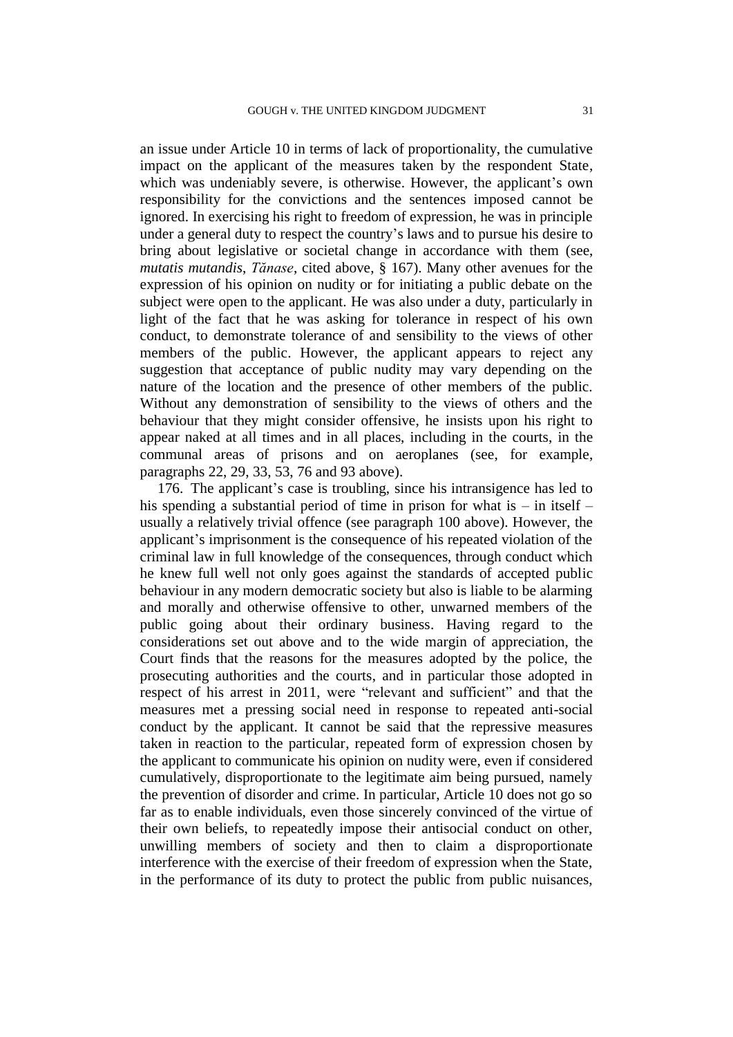an issue under Article 10 in terms of lack of proportionality, the cumulative impact on the applicant of the measures taken by the respondent State, which was undeniably severe, is otherwise. However, the applicant's own responsibility for the convictions and the sentences imposed cannot be ignored. In exercising his right to freedom of expression, he was in principle under a general duty to respect the country's laws and to pursue his desire to bring about legislative or societal change in accordance with them (see, *mutatis mutandis*, *Tănase*, cited above, § 167). Many other avenues for the expression of his opinion on nudity or for initiating a public debate on the subject were open to the applicant. He was also under a duty, particularly in light of the fact that he was asking for tolerance in respect of his own conduct, to demonstrate tolerance of and sensibility to the views of other members of the public. However, the applicant appears to reject any suggestion that acceptance of public nudity may vary depending on the nature of the location and the presence of other members of the public. Without any demonstration of sensibility to the views of others and the behaviour that they might consider offensive, he insists upon his right to appear naked at all times and in all places, including in the courts, in the communal areas of prisons and on aeroplanes (see, for example, paragraphs 22, 29, 33, 53, 76 and 93 above).

176. The applicant's case is troubling, since his intransigence has led to his spending a substantial period of time in prison for what is – in itself – usually a relatively trivial offence (see paragraph 100 above). However, the applicant's imprisonment is the consequence of his repeated violation of the criminal law in full knowledge of the consequences, through conduct which he knew full well not only goes against the standards of accepted public behaviour in any modern democratic society but also is liable to be alarming and morally and otherwise offensive to other, unwarned members of the public going about their ordinary business. Having regard to the considerations set out above and to the wide margin of appreciation, the Court finds that the reasons for the measures adopted by the police, the prosecuting authorities and the courts, and in particular those adopted in respect of his arrest in 2011, were "relevant and sufficient" and that the measures met a pressing social need in response to repeated anti-social conduct by the applicant. It cannot be said that the repressive measures taken in reaction to the particular, repeated form of expression chosen by the applicant to communicate his opinion on nudity were, even if considered cumulatively, disproportionate to the legitimate aim being pursued, namely the prevention of disorder and crime. In particular, Article 10 does not go so far as to enable individuals, even those sincerely convinced of the virtue of their own beliefs, to repeatedly impose their antisocial conduct on other, unwilling members of society and then to claim a disproportionate interference with the exercise of their freedom of expression when the State, in the performance of its duty to protect the public from public nuisances,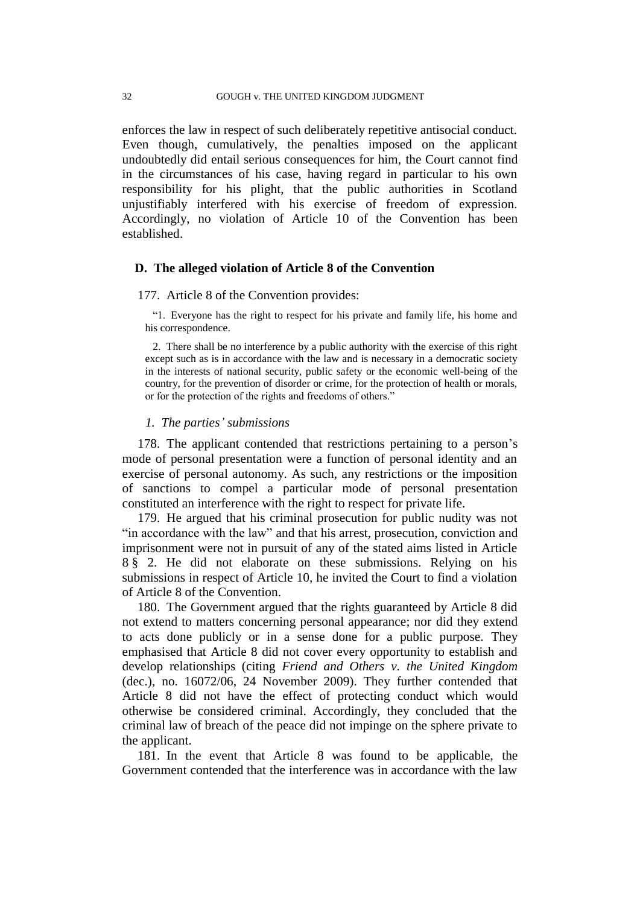enforces the law in respect of such deliberately repetitive antisocial conduct. Even though, cumulatively, the penalties imposed on the applicant undoubtedly did entail serious consequences for him, the Court cannot find in the circumstances of his case, having regard in particular to his own responsibility for his plight, that the public authorities in Scotland unjustifiably interfered with his exercise of freedom of expression. Accordingly, no violation of Article 10 of the Convention has been established.

### D. The alleged violation of Article 8 of the Convention

177. Article 8 of the Convention provides:

> "1. Everyone has the right to respect for his private and family life, his home and his correspondence.
>
> 2. There shall be no interference by a public authority with the exercise of this right except such as is in accordance with the law and is necessary in a democratic society in the interests of national security, public safety or the economic well-being of the country, for the prevention of disorder or crime, for the protection of health or morals, or for the protection of the rights and freedoms of others."

#### *1. The parties' submissions*

178. The applicant contended that restrictions pertaining to a person's mode of personal presentation were a function of personal identity and an exercise of personal autonomy. As such, any restrictions or the imposition of sanctions to compel a particular mode of personal presentation constituted an interference with the right to respect for private life.

179. He argued that his criminal prosecution for public nudity was not "in accordance with the law" and that his arrest, prosecution, conviction and imprisonment were not in pursuit of any of the stated aims listed in Article 8 § 2. He did not elaborate on these submissions. Relying on his submissions in respect of Article 10, he invited the Court to find a violation of Article 8 of the Convention.

180. The Government argued that the rights guaranteed by Article 8 did not extend to matters concerning personal appearance; nor did they extend to acts done publicly or in a sense done for a public purpose. They emphasised that Article 8 did not cover every opportunity to establish and develop relationships (citing *Friend and Others v. the United Kingdom* (dec.), no. 16072/06, 24 November 2009). They further contended that Article 8 did not have the effect of protecting conduct which would otherwise be considered criminal. Accordingly, they concluded that the criminal law of breach of the peace did not impinge on the sphere private to the applicant.

181. In the event that Article 8 was found to be applicable, the Government contended that the interference was in accordance with the law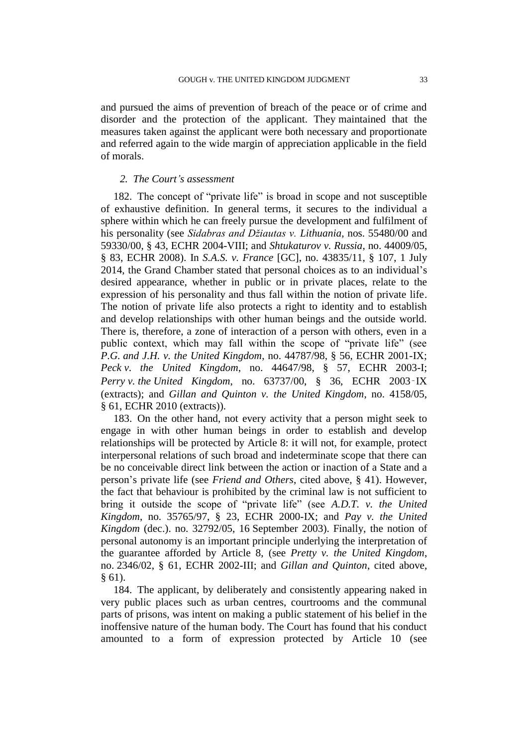and pursued the aims of prevention of breach of the peace or of crime and disorder and the protection of the applicant. They maintained that the measures taken against the applicant were both necessary and proportionate and referred again to the wide margin of appreciation applicable in the field of morals.

### *2. The Court's assessment*

182. The concept of "private life" is broad in scope and not susceptible of exhaustive definition. In general terms, it secures to the individual a sphere within which he can freely pursue the development and fulfilment of his personality (see *Sidabras and Džiautas v. Lithuania*, nos. 55480/00 and 59330/00, § 43, ECHR 2004-VIII; and *Shtukaturov v. Russia*, no. 44009/05, § 83, ECHR 2008). In *S.A.S. v. France* [GC], no. 43835/11, § 107, 1 July 2014, the Grand Chamber stated that personal choices as to an individual's desired appearance, whether in public or in private places, relate to the expression of his personality and thus fall within the notion of private life. The notion of private life also protects a right to identity and to establish and develop relationships with other human beings and the outside world. There is, therefore, a zone of interaction of a person with others, even in a public context, which may fall within the scope of "private life" (see *P.G. and J.H. v. the United Kingdom*, no. 44787/98, § 56, ECHR 2001-IX; *Peck v. the United Kingdom*, no. 44647/98, § 57, ECHR 2003-I; *Perry v. the United Kingdom*, no. 63737/00, § 36, ECHR 2003-IX (extracts); and *Gillan and Quinton v. the United Kingdom*, no. 4158/05, § 61, ECHR 2010 (extracts)).

183. On the other hand, not every activity that a person might seek to engage in with other human beings in order to establish and develop relationships will be protected by Article 8: it will not, for example, protect interpersonal relations of such broad and indeterminate scope that there can be no conceivable direct link between the action or inaction of a State and a person's private life (see *Friend and Others*, cited above, § 41). However, the fact that behaviour is prohibited by the criminal law is not sufficient to bring it outside the scope of "private life" (see *A.D.T. v. the United Kingdom*, no. 35765/97, § 23, ECHR 2000-IX; and *Pay v. the United Kingdom* (dec.). no. 32792/05, 16 September 2003). Finally, the notion of personal autonomy is an important principle underlying the interpretation of the guarantee afforded by Article 8, (see *Pretty v. the United Kingdom*, no. 2346/02, § 61, ECHR 2002-III; and *Gillan and Quinton*, cited above, § 61).

184. The applicant, by deliberately and consistently appearing naked in very public places such as urban centres, courtrooms and the communal parts of prisons, was intent on making a public statement of his belief in the inoffensive nature of the human body. The Court has found that his conduct amounted to a form of expression protected by Article 10 (see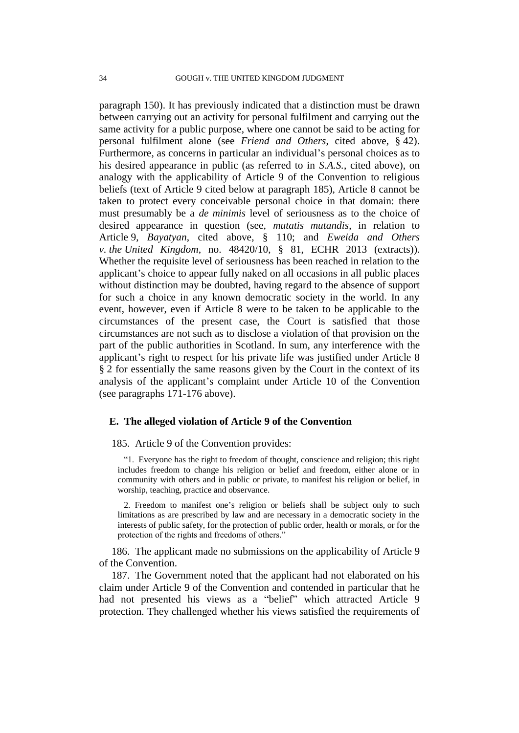paragraph 150). It has previously indicated that a distinction must be drawn between carrying out an activity for personal fulfilment and carrying out the same activity for a public purpose, where one cannot be said to be acting for personal fulfilment alone (see *Friend and Others*, cited above, § 42). Furthermore, as concerns in particular an individual's personal choices as to his desired appearance in public (as referred to in *S.A.S.*, cited above), on analogy with the applicability of Article 9 of the Convention to religious beliefs (text of Article 9 cited below at paragraph 185), Article 8 cannot be taken to protect every conceivable personal choice in that domain: there must presumably be a *de minimis* level of seriousness as to the choice of desired appearance in question (see, *mutatis mutandis*, in relation to Article 9, *Bayatyan*, cited above, § 110; and *Eweida and Others v. the United Kingdom*, no. 48420/10, § 81, ECHR 2013 (extracts)). Whether the requisite level of seriousness has been reached in relation to the applicant's choice to appear fully naked on all occasions in all public places without distinction may be doubted, having regard to the absence of support for such a choice in any known democratic society in the world. In any event, however, even if Article 8 were to be taken to be applicable to the circumstances of the present case, the Court is satisfied that those circumstances are not such as to disclose a violation of that provision on the part of the public authorities in Scotland. In sum, any interference with the applicant's right to respect for his private life was justified under Article 8 § 2 for essentially the same reasons given by the Court in the context of its analysis of the applicant's complaint under Article 10 of the Convention (see paragraphs 171-176 above).

### E. The alleged violation of Article 9 of the Convention

185. Article 9 of the Convention provides:

> "1. Everyone has the right to freedom of thought, conscience and religion; this right includes freedom to change his religion or belief and freedom, either alone or in community with others and in public or private, to manifest his religion or belief, in worship, teaching, practice and observance.
>
> 2. Freedom to manifest one's religion or beliefs shall be subject only to such limitations as are prescribed by law and are necessary in a democratic society in the interests of public safety, for the protection of public order, health or morals, or for the protection of the rights and freedoms of others."

186. The applicant made no submissions on the applicability of Article 9 of the Convention.

187. The Government noted that the applicant had not elaborated on his claim under Article 9 of the Convention and contended in particular that he had not presented his views as a "belief" which attracted Article 9 protection. They challenged whether his views satisfied the requirements of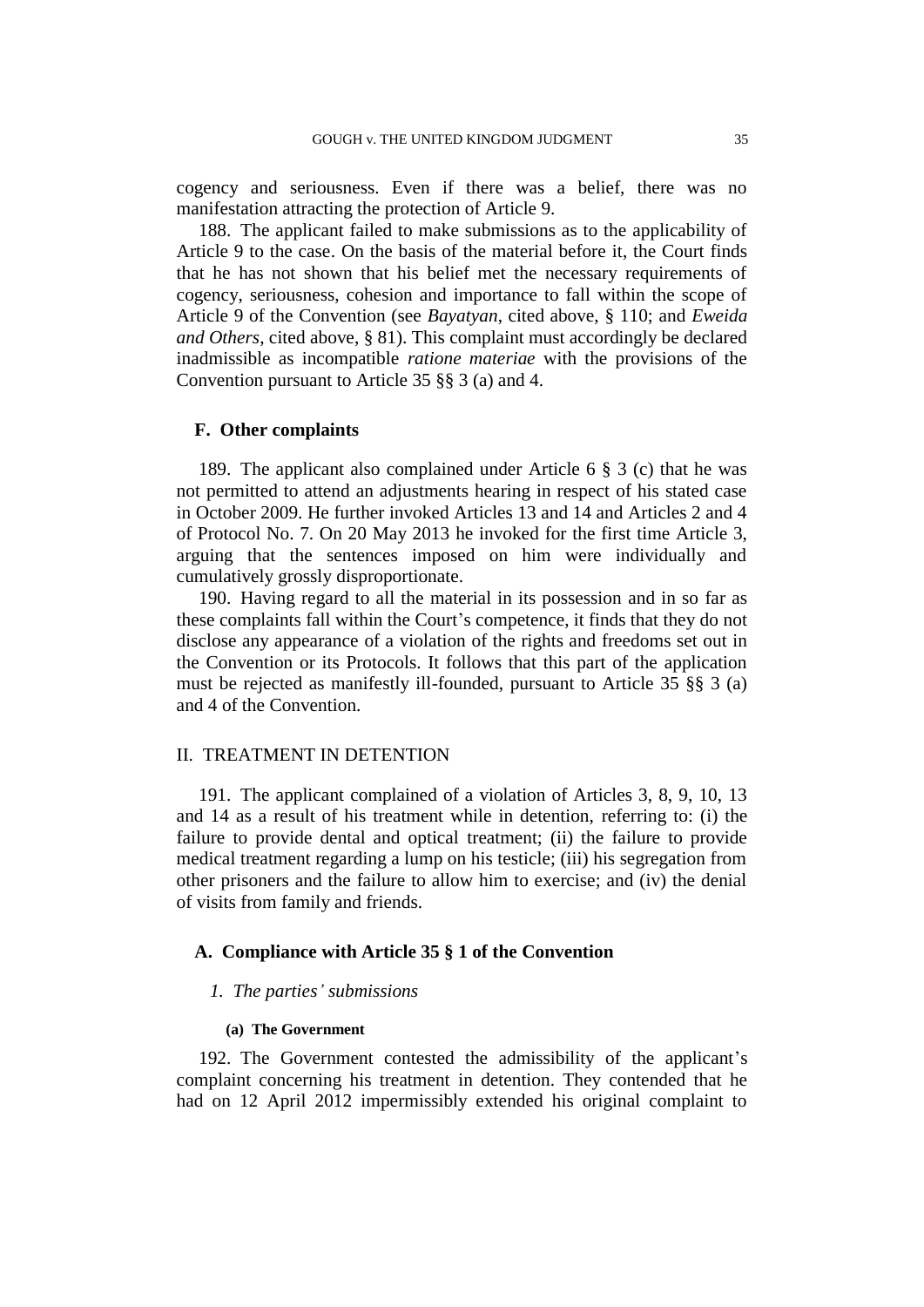cogency and seriousness. Even if there was a belief, there was no manifestation attracting the protection of Article 9.

188. The applicant failed to make submissions as to the applicability of Article 9 to the case. On the basis of the material before it, the Court finds that he has not shown that his belief met the necessary requirements of cogency, seriousness, cohesion and importance to fall within the scope of Article 9 of the Convention (see *Bayatyan*, cited above, § 110; and *Eweida and Others*, cited above, § 81). This complaint must accordingly be declared inadmissible as incompatible *ratione materiae* with the provisions of the Convention pursuant to Article 35 §§ 3 (a) and 4.

### F. Other complaints

189. The applicant also complained under Article 6 § 3 (c) that he was not permitted to attend an adjustments hearing in respect of his stated case in October 2009. He further invoked Articles 13 and 14 and Articles 2 and 4 of Protocol No. 7. On 20 May 2013 he invoked for the first time Article 3, arguing that the sentences imposed on him were individually and cumulatively grossly disproportionate.

190. Having regard to all the material in its possession and in so far as these complaints fall within the Court's competence, it finds that they do not disclose any appearance of a violation of the rights and freedoms set out in the Convention or its Protocols. It follows that this part of the application must be rejected as manifestly ill-founded, pursuant to Article 35 §§ 3 (a) and 4 of the Convention.

## II. TREATMENT IN DETENTION

191. The applicant complained of a violation of Articles 3, 8, 9, 10, 13 and 14 as a result of his treatment while in detention, referring to: (i) the failure to provide dental and optical treatment; (ii) the failure to provide medical treatment regarding a lump on his testicle; (iii) his segregation from other prisoners and the failure to allow him to exercise; and (iv) the denial of visits from family and friends.

### A. Compliance with Article 35 § 1 of the Convention

#### *1. The parties' submissions*

##### (a) The Government

192. The Government contested the admissibility of the applicant's complaint concerning his treatment in detention. They contended that he had on 12 April 2012 impermissibly extended his original complaint to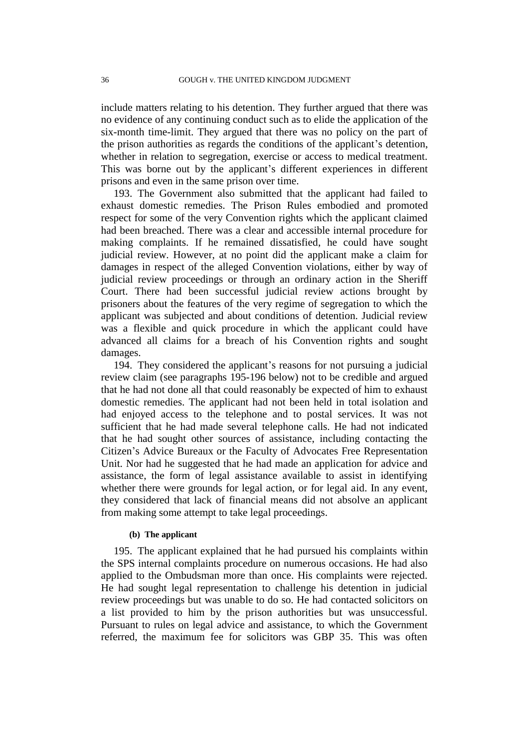include matters relating to his detention. They further argued that there was no evidence of any continuing conduct such as to elide the application of the six-month time-limit. They argued that there was no policy on the part of the prison authorities as regards the conditions of the applicant's detention, whether in relation to segregation, exercise or access to medical treatment. This was borne out by the applicant's different experiences in different prisons and even in the same prison over time.

193. The Government also submitted that the applicant had failed to exhaust domestic remedies. The Prison Rules embodied and promoted respect for some of the very Convention rights which the applicant claimed had been breached. There was a clear and accessible internal procedure for making complaints. If he remained dissatisfied, he could have sought judicial review. However, at no point did the applicant make a claim for damages in respect of the alleged Convention violations, either by way of judicial review proceedings or through an ordinary action in the Sheriff Court. There had been successful judicial review actions brought by prisoners about the features of the very regime of segregation to which the applicant was subjected and about conditions of detention. Judicial review was a flexible and quick procedure in which the applicant could have advanced all claims for a breach of his Convention rights and sought damages.

194. They considered the applicant's reasons for not pursuing a judicial review claim (see paragraphs 195-196 below) not to be credible and argued that he had not done all that could reasonably be expected of him to exhaust domestic remedies. The applicant had not been held in total isolation and had enjoyed access to the telephone and to postal services. It was not sufficient that he had made several telephone calls. He had not indicated that he had sought other sources of assistance, including contacting the Citizen's Advice Bureaux or the Faculty of Advocates Free Representation Unit. Nor had he suggested that he had made an application for advice and assistance, the form of legal assistance available to assist in identifying whether there were grounds for legal action, or for legal aid. In any event, they considered that lack of financial means did not absolve an applicant from making some attempt to take legal proceedings.

#### (b) The applicant

195. The applicant explained that he had pursued his complaints within the SPS internal complaints procedure on numerous occasions. He had also applied to the Ombudsman more than once. His complaints were rejected. He had sought legal representation to challenge his detention in judicial review proceedings but was unable to do so. He had contacted solicitors on a list provided to him by the prison authorities but was unsuccessful. Pursuant to rules on legal advice and assistance, to which the Government referred, the maximum fee for solicitors was GBP 35. This was often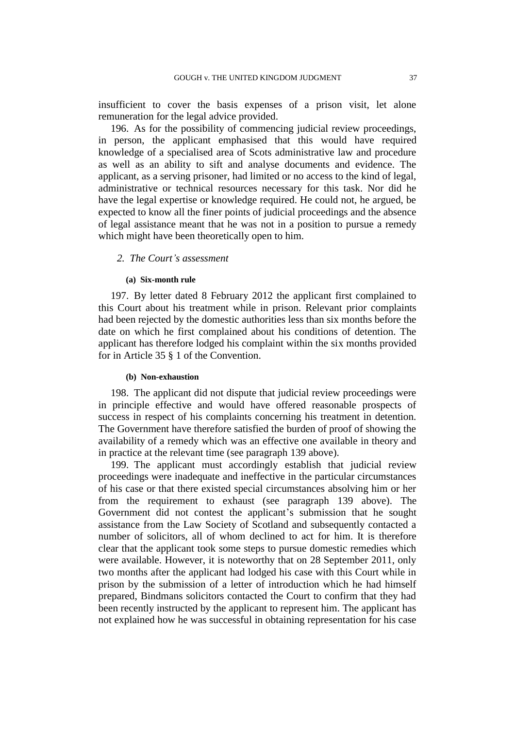insufficient to cover the basis expenses of a prison visit, let alone remuneration for the legal advice provided.

196. As for the possibility of commencing judicial review proceedings, in person, the applicant emphasised that this would have required knowledge of a specialised area of Scots administrative law and procedure as well as an ability to sift and analyse documents and evidence. The applicant, as a serving prisoner, had limited or no access to the kind of legal, administrative or technical resources necessary for this task. Nor did he have the legal expertise or knowledge required. He could not, he argued, be expected to know all the finer points of judicial proceedings and the absence of legal assistance meant that he was not in a position to pursue a remedy which might have been theoretically open to him.

### *2. The Court's assessment*

#### (a) Six-month rule

197. By letter dated 8 February 2012 the applicant first complained to this Court about his treatment while in prison. Relevant prior complaints had been rejected by the domestic authorities less than six months before the date on which he first complained about his conditions of detention. The applicant has therefore lodged his complaint within the six months provided for in Article 35 § 1 of the Convention.

#### (b) Non-exhaustion

198. The applicant did not dispute that judicial review proceedings were in principle effective and would have offered reasonable prospects of success in respect of his complaints concerning his treatment in detention. The Government have therefore satisfied the burden of proof of showing the availability of a remedy which was an effective one available in theory and in practice at the relevant time (see paragraph 139 above).

199. The applicant must accordingly establish that judicial review proceedings were inadequate and ineffective in the particular circumstances of his case or that there existed special circumstances absolving him or her from the requirement to exhaust (see paragraph 139 above). The Government did not contest the applicant's submission that he sought assistance from the Law Society of Scotland and subsequently contacted a number of solicitors, all of whom declined to act for him. It is therefore clear that the applicant took some steps to pursue domestic remedies which were available. However, it is noteworthy that on 28 September 2011, only two months after the applicant had lodged his case with this Court while in prison by the submission of a letter of introduction which he had himself prepared, Bindmans solicitors contacted the Court to confirm that they had been recently instructed by the applicant to represent him. The applicant has not explained how he was successful in obtaining representation for his case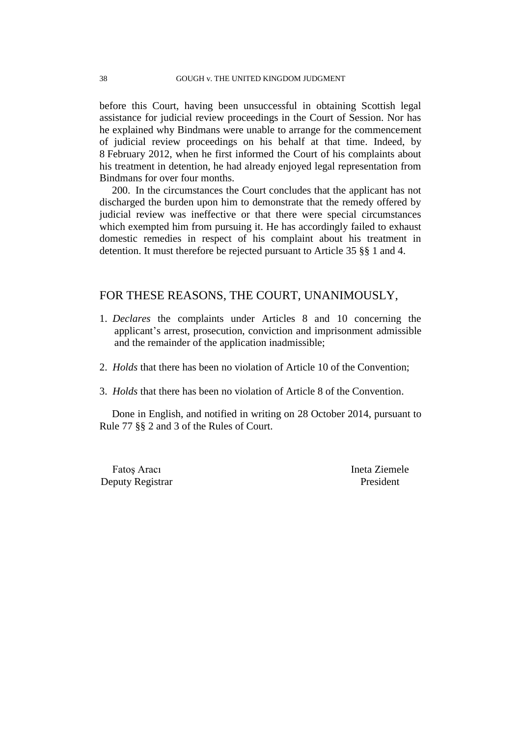before this Court, having been unsuccessful in obtaining Scottish legal assistance for judicial review proceedings in the Court of Session. Nor has he explained why Bindmans were unable to arrange for the commencement of judicial review proceedings on his behalf at that time. Indeed, by 8 February 2012, when he first informed the Court of his complaints about his treatment in detention, he had already enjoyed legal representation from Bindmans for over four months.

200. In the circumstances the Court concludes that the applicant has not discharged the burden upon him to demonstrate that the remedy offered by judicial review was ineffective or that there were special circumstances which exempted him from pursuing it. He has accordingly failed to exhaust domestic remedies in respect of his complaint about his treatment in detention. It must therefore be rejected pursuant to Article 35 §§ 1 and 4.

## FOR THESE REASONS, THE COURT, UNANIMOUSLY,

1. *Declares* the complaints under Articles 8 and 10 concerning the applicant's arrest, prosecution, conviction and imprisonment admissible and the remainder of the application inadmissible;

2. *Holds* that there has been no violation of Article 10 of the Convention;

3. *Holds* that there has been no violation of Article 8 of the Convention.

Done in English, and notified in writing on 28 October 2014, pursuant to Rule 77 §§ 2 and 3 of the Rules of Court.

Fatoş Aracı
Deputy Registrar

Ineta Ziemele
President